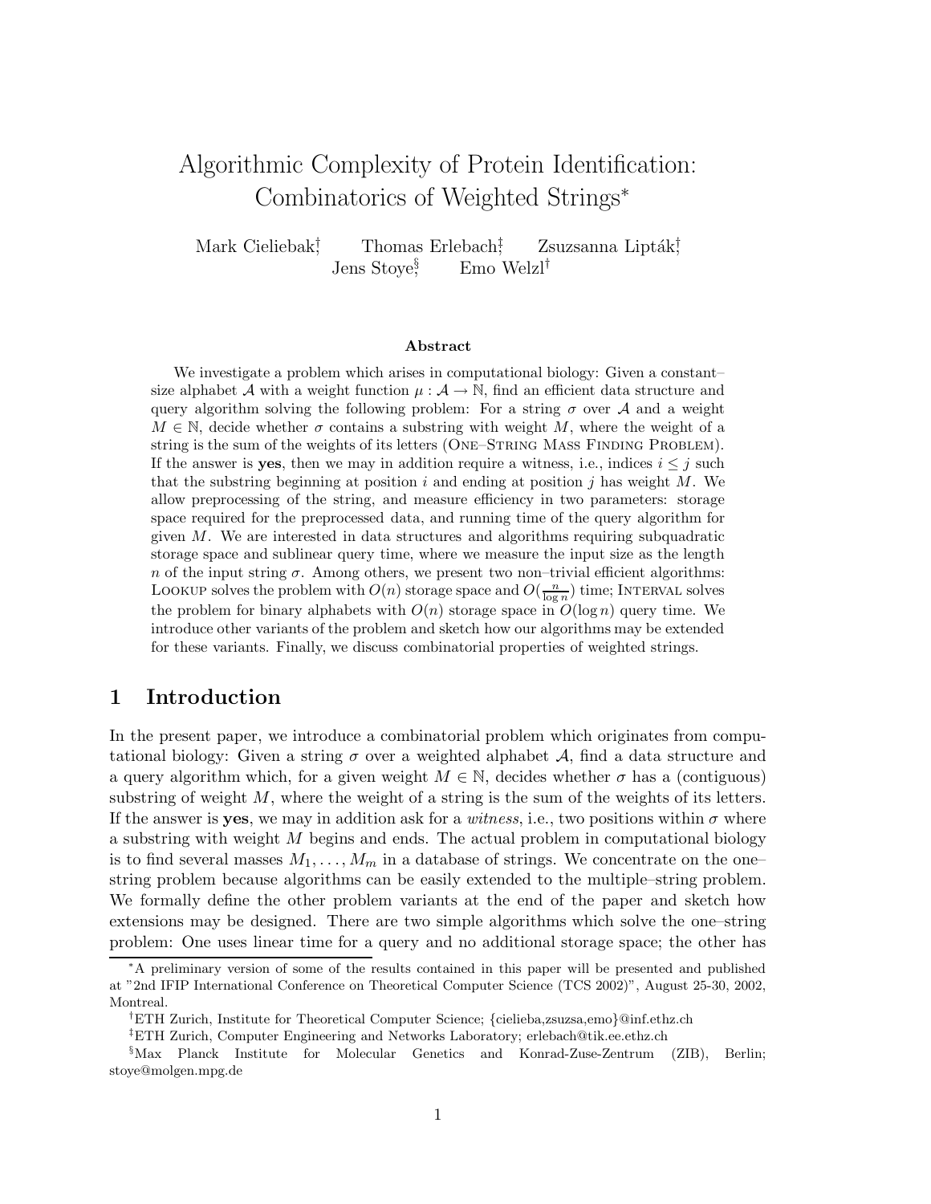# Algorithmic Complexity of Protein Identification: Combinatorics of Weighted Strings*

Mark Cieliebak[†], Thomas Erlebach[‡], Zsuzsanna Lipták[†], Jens Stoye[§], Emo Welzl[†]

### Abstract

We investigate a problem which arises in computational biology: Given a constant–size alphabet $\mathcal{A}$ with a weight function $\mu : \mathcal{A} \to \mathbb{N}$, find an efficient data structure and query algorithm solving the following problem: For a string $\sigma$ over $\mathcal{A}$ and a weight $M \in \mathbb{N}$, decide whether $\sigma$ contains a substring with weight $M$, where the weight of a string is the sum of the weights of its letters (One–String Mass Finding Problem). If the answer is **yes**, then we may in addition require a witness, i.e., indices $i \leq j$ such that the substring beginning at position $i$ and ending at position $j$ has weight $M$. We allow preprocessing of the string, and measure efficiency in two parameters: storage space required for the preprocessed data, and running time of the query algorithm for given $M$. We are interested in data structures and algorithms requiring subquadratic storage space and sublinear query time, where we measure the input size as the length $n$ of the input string $\sigma$. Among others, we present two non–trivial efficient algorithms: Lookup solves the problem with $O(n)$ storage space and $O(\frac{n}{\log n})$ time; Interval solves the problem for binary alphabets with $O(n)$ storage space in $O(\log n)$ query time. We introduce other variants of the problem and sketch how our algorithms may be extended for these variants. Finally, we discuss combinatorial properties of weighted strings.

## 1 Introduction

In the present paper, we introduce a combinatorial problem which originates from computational biology: Given a string $\sigma$ over a weighted alphabet $\mathcal{A}$, find a data structure and a query algorithm which, for a given weight $M \in \mathbb{N}$, decides whether $\sigma$ has a (contiguous) substring of weight $M$, where the weight of a string is the sum of the weights of its letters. If the answer is **yes**, we may in addition ask for a *witness*, i.e., two positions within $\sigma$ where a substring with weight $M$ begins and ends. The actual problem in computational biology is to find several masses $M_1, \ldots, M_m$ in a database of strings. We concentrate on the one–string problem because algorithms can be easily extended to the multiple–string problem. We formally define the other problem variants at the end of the paper and sketch how extensions may be designed. There are two simple algorithms which solve the one–string problem: One uses linear time for a query and no additional storage space; the other has

---

*A preliminary version of some of the results contained in this paper will be presented and published at "2nd IFIP International Conference on Theoretical Computer Science (TCS 2002)", August 25-30, 2002, Montreal.

[†]ETH Zurich, Institute for Theoretical Computer Science; {cielieba,zsuzsa,emo}@inf.ethz.ch

[‡]ETH Zurich, Computer Engineering and Networks Laboratory; erlebach@tik.ee.ethz.ch

[§]Max Planck Institute for Molecular Genetics and Konrad-Zuse-Zentrum (ZIB), Berlin; stoye@molgen.mpg.de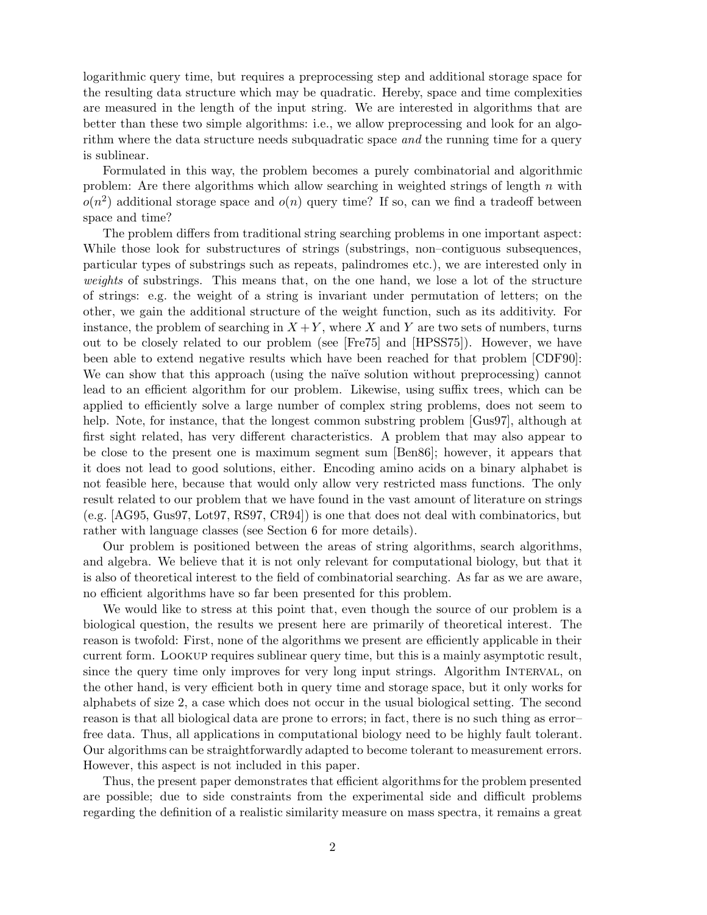logarithmic query time, but requires a preprocessing step and additional storage space for the resulting data structure which may be quadratic. Hereby, space and time complexities are measured in the length of the input string. We are interested in algorithms that are better than these two simple algorithms: i.e., we allow preprocessing and look for an algorithm where the data structure needs subquadratic space *and* the running time for a query is sublinear.

Formulated in this way, the problem becomes a purely combinatorial and algorithmic problem: Are there algorithms which allow searching in weighted strings of length $n$ with $o(n^2)$ additional storage space and $o(n)$ query time? If so, can we find a tradeoff between space and time?

The problem differs from traditional string searching problems in one important aspect: While those look for substructures of strings (substrings, non–contiguous subsequences, particular types of substrings such as repeats, palindromes etc.), we are interested only in *weights* of substrings. This means that, on the one hand, we lose a lot of the structure of strings: e.g. the weight of a string is invariant under permutation of letters; on the other, we gain the additional structure of the weight function, such as its additivity. For instance, the problem of searching in $X+Y$, where $X$ and $Y$ are two sets of numbers, turns out to be closely related to our problem (see [Fre75] and [HPSS75]). However, we have been able to extend negative results which have been reached for that problem [CDF90]: We can show that this approach (using the naïve solution without preprocessing) cannot lead to an efficient algorithm for our problem. Likewise, using suffix trees, which can be applied to efficiently solve a large number of complex string problems, does not seem to help. Note, for instance, that the longest common substring problem [Gus97], although at first sight related, has very different characteristics. A problem that may also appear to be close to the present one is maximum segment sum [Ben86]; however, it appears that it does not lead to good solutions, either. Encoding amino acids on a binary alphabet is not feasible here, because that would only allow very restricted mass functions. The only result related to our problem that we have found in the vast amount of literature on strings (e.g. [AG95, Gus97, Lot97, RS97, CR94]) is one that does not deal with combinatorics, but rather with language classes (see Section 6 for more details).

Our problem is positioned between the areas of string algorithms, search algorithms, and algebra. We believe that it is not only relevant for computational biology, but that it is also of theoretical interest to the field of combinatorial searching. As far as we are aware, no efficient algorithms have so far been presented for this problem.

We would like to stress at this point that, even though the source of our problem is a biological question, the results we present here are primarily of theoretical interest. The reason is twofold: First, none of the algorithms we present are efficiently applicable in their current form. Lookup requires sublinear query time, but this is a mainly asymptotic result, since the query time only improves for very long input strings. Algorithm Interval, on the other hand, is very efficient both in query time and storage space, but it only works for alphabets of size 2, a case which does not occur in the usual biological setting. The second reason is that all biological data are prone to errors; in fact, there is no such thing as error–free data. Thus, all applications in computational biology need to be highly fault tolerant. Our algorithms can be straightforwardly adapted to become tolerant to measurement errors. However, this aspect is not included in this paper.

Thus, the present paper demonstrates that efficient algorithms for the problem presented are possible; due to side constraints from the experimental side and difficult problems regarding the definition of a realistic similarity measure on mass spectra, it remains a great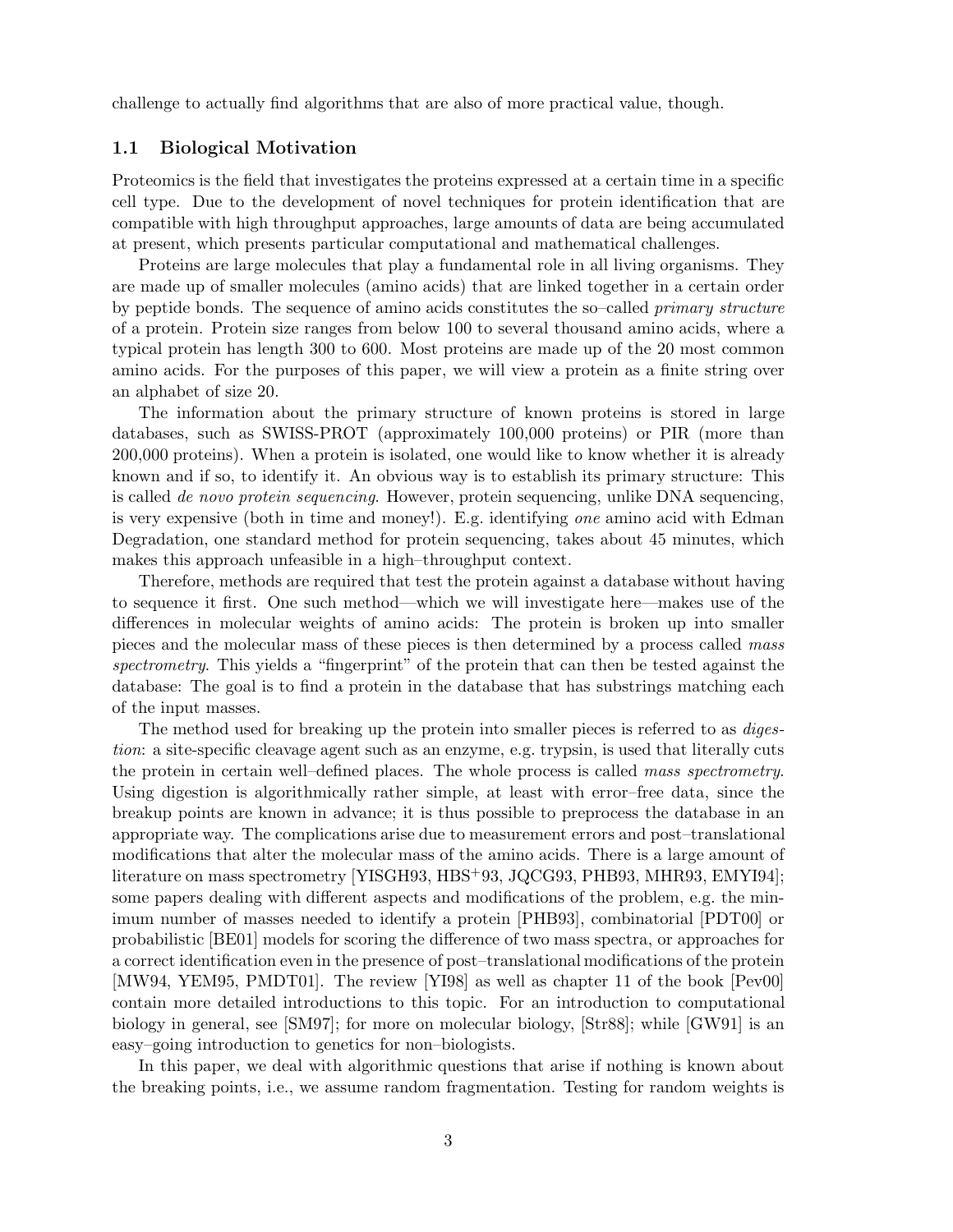challenge to actually find algorithms that are also of more practical value, though.

### 1.1 Biological Motivation

Proteomics is the field that investigates the proteins expressed at a certain time in a specific cell type. Due to the development of novel techniques for protein identification that are compatible with high throughput approaches, large amounts of data are being accumulated at present, which presents particular computational and mathematical challenges.

Proteins are large molecules that play a fundamental role in all living organisms. They are made up of smaller molecules (amino acids) that are linked together in a certain order by peptide bonds. The sequence of amino acids constitutes the so–called *primary structure* of a protein. Protein size ranges from below 100 to several thousand amino acids, where a typical protein has length 300 to 600. Most proteins are made up of the 20 most common amino acids. For the purposes of this paper, we will view a protein as a finite string over an alphabet of size 20.

The information about the primary structure of known proteins is stored in large databases, such as SWISS-PROT (approximately 100,000 proteins) or PIR (more than 200,000 proteins). When a protein is isolated, one would like to know whether it is already known and if so, to identify it. An obvious way is to establish its primary structure: This is called *de novo protein sequencing*. However, protein sequencing, unlike DNA sequencing, is very expensive (both in time and money!). E.g. identifying *one* amino acid with Edman Degradation, one standard method for protein sequencing, takes about 45 minutes, which makes this approach unfeasible in a high–throughput context.

Therefore, methods are required that test the protein against a database without having to sequence it first. One such method—which we will investigate here—makes use of the differences in molecular weights of amino acids: The protein is broken up into smaller pieces and the molecular mass of these pieces is then determined by a process called *mass spectrometry*. This yields a "fingerprint" of the protein that can then be tested against the database: The goal is to find a protein in the database that has substrings matching each of the input masses.

The method used for breaking up the protein into smaller pieces is referred to as *digestion*: a site-specific cleavage agent such as an enzyme, e.g. trypsin, is used that literally cuts the protein in certain well–defined places. The whole process is called *mass spectrometry*. Using digestion is algorithmically rather simple, at least with error–free data, since the breakup points are known in advance; it is thus possible to preprocess the database in an appropriate way. The complications arise due to measurement errors and post–translational modifications that alter the molecular mass of the amino acids. There is a large amount of literature on mass spectrometry [YISGH93, HBS+93, JQCG93, PHB93, MHR93, EMYI94]; some papers dealing with different aspects and modifications of the problem, e.g. the minimum number of masses needed to identify a protein [PHB93], combinatorial [PDT00] or probabilistic [BE01] models for scoring the difference of two mass spectra, or approaches for a correct identification even in the presence of post–translational modifications of the protein [MW94, YEM95, PMDT01]. The review [YI98] as well as chapter 11 of the book [Pev00] contain more detailed introductions to this topic. For an introduction to computational biology in general, see [SM97]; for more on molecular biology, [Str88]; while [GW91] is an easy–going introduction to genetics for non–biologists.

In this paper, we deal with algorithmic questions that arise if nothing is known about the breaking points, i.e., we assume random fragmentation. Testing for random weights is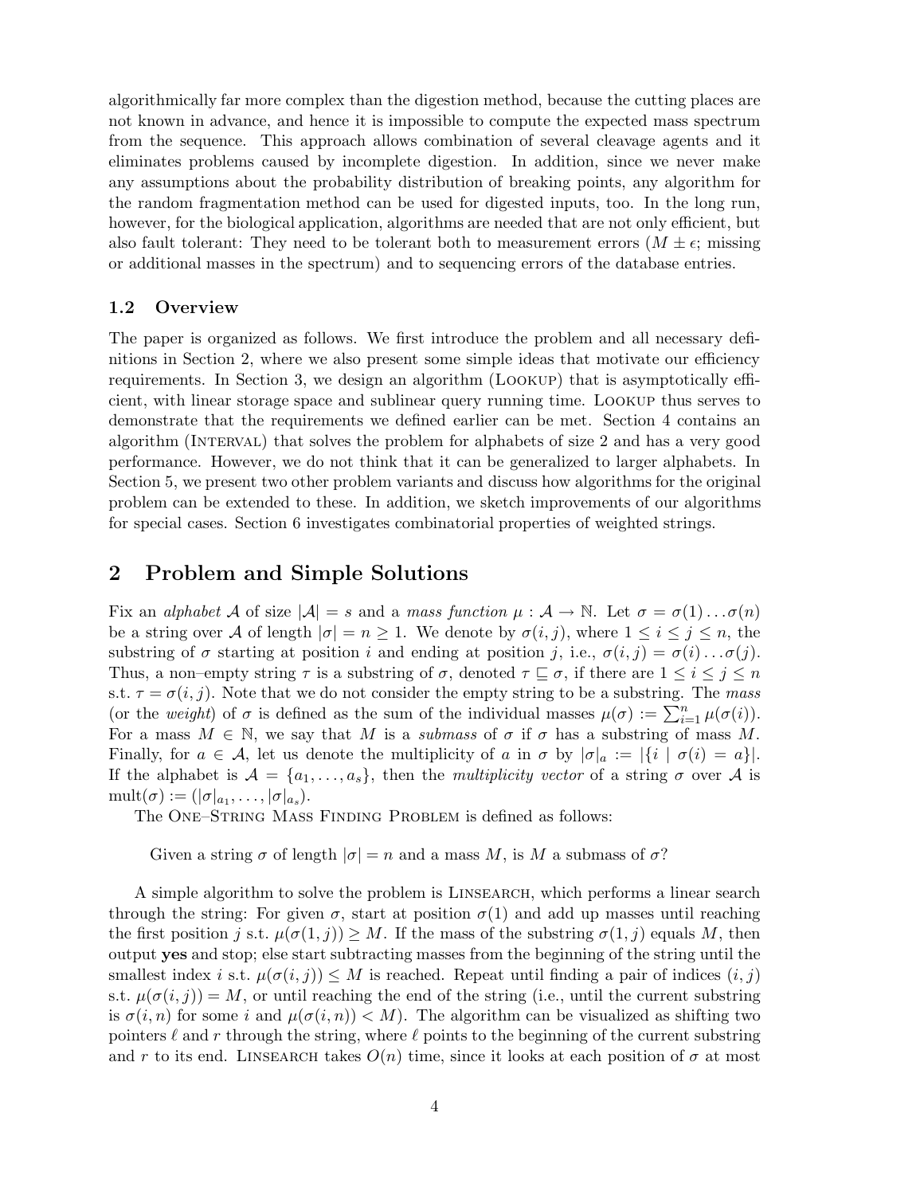algorithmically far more complex than the digestion method, because the cutting places are not known in advance, and hence it is impossible to compute the expected mass spectrum from the sequence. This approach allows combination of several cleavage agents and it eliminates problems caused by incomplete digestion. In addition, since we never make any assumptions about the probability distribution of breaking points, any algorithm for the random fragmentation method can be used for digested inputs, too. In the long run, however, for the biological application, algorithms are needed that are not only efficient, but also fault tolerant: They need to be tolerant both to measurement errors ($M \pm \epsilon$; missing or additional masses in the spectrum) and to sequencing errors of the database entries.

### 1.2 Overview

The paper is organized as follows. We first introduce the problem and all necessary definitions in Section 2, where we also present some simple ideas that motivate our efficiency requirements. In Section 3, we design an algorithm (Lookup) that is asymptotically efficient, with linear storage space and sublinear query running time. Lookup thus serves to demonstrate that the requirements we defined earlier can be met. Section 4 contains an algorithm (Interval) that solves the problem for alphabets of size 2 and has a very good performance. However, we do not think that it can be generalized to larger alphabets. In Section 5, we present two other problem variants and discuss how algorithms for the original problem can be extended to these. In addition, we sketch improvements of our algorithms for special cases. Section 6 investigates combinatorial properties of weighted strings.

## 2 Problem and Simple Solutions

Fix an *alphabet* $\mathcal{A}$ of size $|\mathcal{A}| = s$ and a *mass function* $\mu : \mathcal{A} \to \mathbb{N}$. Let $\sigma = \sigma(1) \dots \sigma(n)$ be a string over $\mathcal{A}$ of length $|\sigma| = n \geq 1$. We denote by $\sigma(i, j)$, where $1 \leq i \leq j \leq n$, the substring of $\sigma$ starting at position $i$ and ending at position $j$, i.e., $\sigma(i, j) = \sigma(i) \dots \sigma(j)$. Thus, a non–empty string $\tau$ is a substring of $\sigma$, denoted $\tau \sqsubseteq \sigma$, if there are $1 \leq i \leq j \leq n$ s.t. $\tau = \sigma(i, j)$. Note that we do not consider the empty string to be a substring. The *mass* (or the *weight*) of $\sigma$ is defined as the sum of the individual masses $\mu(\sigma) := \sum_{i=1}^{n} \mu(\sigma(i))$. For a mass $M \in \mathbb{N}$, we say that $M$ is a *submass* of $\sigma$ if $\sigma$ has a substring of mass $M$. Finally, for $a \in \mathcal{A}$, let us denote the multiplicity of $a$ in $\sigma$ by $|\sigma|_a := |\{i \mid \sigma(i) = a\}|$. If the alphabet is $\mathcal{A} = \{a_1, \dots, a_s\}$, then the *multiplicity vector* of a string $\sigma$ over $\mathcal{A}$ is $\text{mult}(\sigma) := (|\sigma|_{a_1}, \dots, |\sigma|_{a_s})$.

The One–String Mass Finding Problem is defined as follows:

> Given a string $\sigma$ of length $|\sigma| = n$ and a mass $M$, is $M$ a submass of $\sigma$?

A simple algorithm to solve the problem is Linsearch, which performs a linear search through the string: For given $\sigma$, start at position $\sigma(1)$ and add up masses until reaching the first position $j$ s.t. $\mu(\sigma(1, j)) \geq M$. If the mass of the substring $\sigma(1, j)$ equals $M$, then output **yes** and stop; else start subtracting masses from the beginning of the string until the smallest index $i$ s.t. $\mu(\sigma(i, j)) \leq M$ is reached. Repeat until finding a pair of indices $(i, j)$ s.t. $\mu(\sigma(i, j)) = M$, or until reaching the end of the string (i.e., until the current substring is $\sigma(i, n)$ for some $i$ and $\mu(\sigma(i, n)) < M$). The algorithm can be visualized as shifting two pointers $\ell$ and $r$ through the string, where $\ell$ points to the beginning of the current substring and $r$ to its end. Linsearch takes $O(n)$ time, since it looks at each position of $\sigma$ at most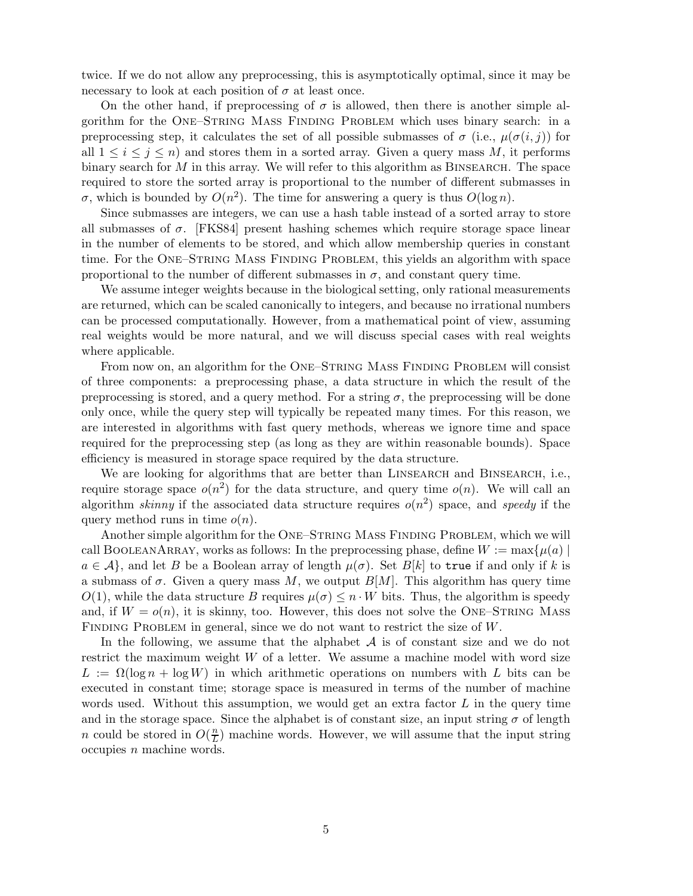twice. If we do not allow any preprocessing, this is asymptotically optimal, since it may be necessary to look at each position of $\sigma$ at least once.

On the other hand, if preprocessing of $\sigma$ is allowed, then there is another simple algorithm for the One–String Mass Finding Problem which uses binary search: in a preprocessing step, it calculates the set of all possible submasses of $\sigma$ (i.e., $\mu(\sigma(i,j))$ for all $1 \leq i \leq j \leq n$) and stores them in a sorted array. Given a query mass $M$, it performs binary search for $M$ in this array. We will refer to this algorithm as Binsearch. The space required to store the sorted array is proportional to the number of different submasses in $\sigma$, which is bounded by $O(n^2)$. The time for answering a query is thus $O(\log n)$.

Since submasses are integers, we can use a hash table instead of a sorted array to store all submasses of $\sigma$. [FKS84] present hashing schemes which require storage space linear in the number of elements to be stored, and which allow membership queries in constant time. For the One–String Mass Finding Problem, this yields an algorithm with space proportional to the number of different submasses in $\sigma$, and constant query time.

We assume integer weights because in the biological setting, only rational measurements are returned, which can be scaled canonically to integers, and because no irrational numbers can be processed computationally. However, from a mathematical point of view, assuming real weights would be more natural, and we will discuss special cases with real weights where applicable.

From now on, an algorithm for the One–String Mass Finding Problem will consist of three components: a preprocessing phase, a data structure in which the result of the preprocessing is stored, and a query method. For a string $\sigma$, the preprocessing will be done only once, while the query step will typically be repeated many times. For this reason, we are interested in algorithms with fast query methods, whereas we ignore time and space required for the preprocessing step (as long as they are within reasonable bounds). Space efficiency is measured in storage space required by the data structure.

We are looking for algorithms that are better than Linsearch and Binsearch, i.e., require storage space $o(n^2)$ for the data structure, and query time $o(n)$. We will call an algorithm *skinny* if the associated data structure requires $o(n^2)$ space, and *speedy* if the query method runs in time $o(n)$.

Another simple algorithm for the One–String Mass Finding Problem, which we will call BooleanArray, works as follows: In the preprocessing phase, define $W := \max\{\mu(a) \mid a \in \mathcal{A}\}$, and let $B$ be a Boolean array of length $\mu(\sigma)$. Set $B[k]$ to `true` if and only if $k$ is a submass of $\sigma$. Given a query mass $M$, we output $B[M]$. This algorithm has query time $O(1)$, while the data structure $B$ requires $\mu(\sigma) \leq n \cdot W$ bits. Thus, the algorithm is speedy and, if $W = o(n)$, it is skinny, too. However, this does not solve the One–String Mass Finding Problem in general, since we do not want to restrict the size of $W$.

In the following, we assume that the alphabet $\mathcal{A}$ is of constant size and we do not restrict the maximum weight $W$ of a letter. We assume a machine model with word size $L := \Omega(\log n + \log W)$ in which arithmetic operations on numbers with $L$ bits can be executed in constant time; storage space is measured in terms of the number of machine words used. Without this assumption, we would get an extra factor $L$ in the query time and in the storage space. Since the alphabet is of constant size, an input string $\sigma$ of length $n$ could be stored in $O(\frac{n}{L})$ machine words. However, we will assume that the input string occupies $n$ machine words.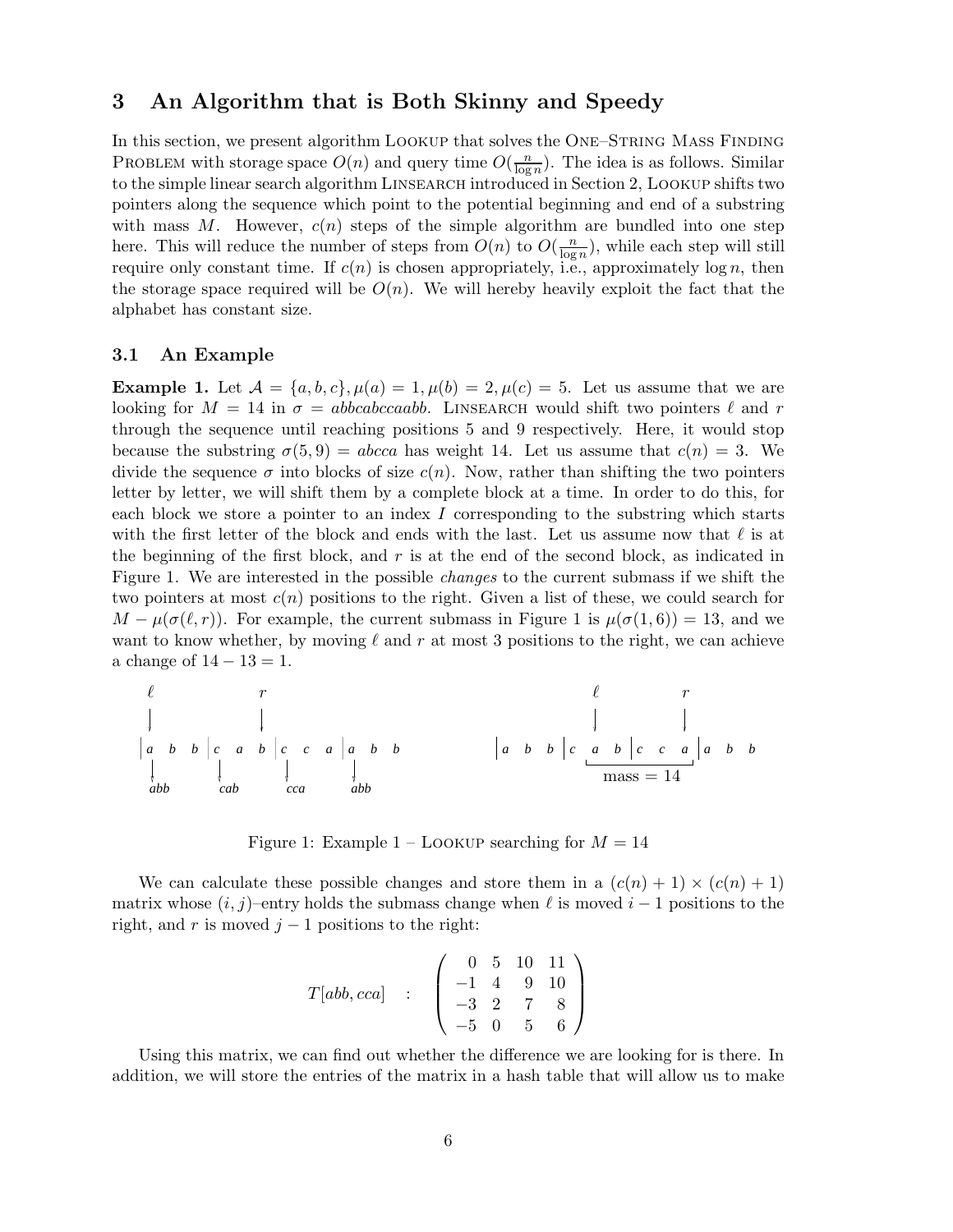## 3 An Algorithm that is Both Skinny and Speedy

In this section, we present algorithm LOOKUP that solves the ONE–STRING MASS FINDING PROBLEM with storage space $O(n)$ and query time $O(\frac{n}{\log n})$. The idea is as follows. Similar to the simple linear search algorithm LINSEARCH introduced in Section 2, LOOKUP shifts two pointers along the sequence which point to the potential beginning and end of a substring with mass $M$. However, $c(n)$ steps of the simple algorithm are bundled into one step here. This will reduce the number of steps from $O(n)$ to $O(\frac{n}{\log n})$, while each step will still require only constant time. If $c(n)$ is chosen appropriately, i.e., approximately $\log n$, then the storage space required will be $O(n)$. We will hereby heavily exploit the fact that the alphabet has constant size.

### 3.1 An Example

**Example 1.** Let $\mathcal{A} = \{a, b, c\}, \mu(a) = 1, \mu(b) = 2, \mu(c) = 5$. Let us assume that we are looking for $M = 14$ in $\sigma = abbcabccaabb$. LINSEARCH would shift two pointers $\ell$ and $r$ through the sequence until reaching positions 5 and 9 respectively. Here, it would stop because the substring $\sigma(5, 9) = abcca$ has weight 14. Let us assume that $c(n) = 3$. We divide the sequence $\sigma$ into blocks of size $c(n)$. Now, rather than shifting the two pointers letter by letter, we will shift them by a complete block at a time. In order to do this, for each block we store a pointer to an index $I$ corresponding to the substring which starts with the first letter of the block and ends with the last. Let us assume now that $\ell$ is at the beginning of the first block, and $r$ is at the end of the second block, as indicated in Figure 1. We are interested in the possible *changes* to the current submass if we shift the two pointers at most $c(n)$ positions to the right. Given a list of these, we could search for $M - \mu(\sigma(\ell, r))$. For example, the current submass in Figure 1 is $\mu(\sigma(1, 6)) = 13$, and we want to know whether, by moving $\ell$ and $r$ at most 3 positions to the right, we can achieve a change of $14 - 13 = 1$.

Figure 1: Example 1 – LOOKUP searching for $M = 14$

We can calculate these possible changes and store them in a $(c(n) + 1) \times (c(n) + 1)$ matrix whose $(i, j)$–entry holds the submass change when $\ell$ is moved $i - 1$ positions to the right, and $r$ is moved $j - 1$ positions to the right:

$$T[abb, cca] \quad : \quad \begin{pmatrix} 0 & 5 & 10 & 11 \\ -1 & 4 & 9 & 10 \\ -3 & 2 & 7 & 8 \\ -5 & 0 & 5 & 6 \end{pmatrix}$$

Using this matrix, we can find out whether the difference we are looking for is there. In addition, we will store the entries of the matrix in a hash table that will allow us to make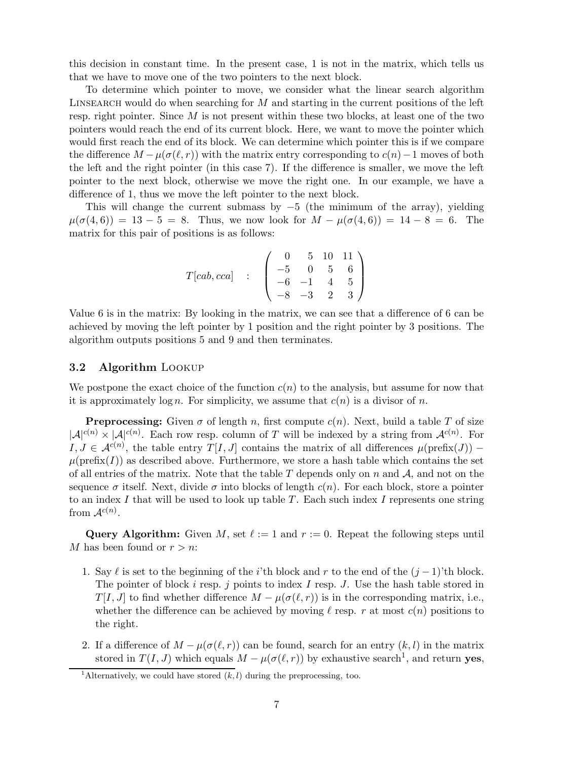this decision in constant time. In the present case, 1 is not in the matrix, which tells us that we have to move one of the two pointers to the next block.

To determine which pointer to move, we consider what the linear search algorithm LINSEARCH would do when searching for $M$ and starting in the current positions of the left resp. right pointer. Since $M$ is not present within these two blocks, at least one of the two pointers would reach the end of its current block. Here, we want to move the pointer which would first reach the end of its block. We can determine which pointer this is if we compare the difference $M - \mu(\sigma(\ell, r))$ with the matrix entry corresponding to $c(n) - 1$ moves of both the left and the right pointer (in this case 7). If the difference is smaller, we move the left pointer to the next block, otherwise we move the right one. In our example, we have a difference of 1, thus we move the left pointer to the next block.

This will change the current submass by $-5$ (the minimum of the array), yielding $\mu(\sigma(4, 6)) = 13 - 5 = 8$. Thus, we now look for $M - \mu(\sigma(4, 6)) = 14 - 8 = 6$. The matrix for this pair of positions is as follows:

$$T[cab, cca] \quad : \quad \begin{pmatrix} 0 & 5 & 10 & 11 \\ -5 & 0 & 5 & 6 \\ -6 & -1 & 4 & 5 \\ -8 & -3 & 2 & 3 \end{pmatrix}$$

Value 6 is in the matrix: By looking in the matrix, we can see that a difference of 6 can be achieved by moving the left pointer by 1 position and the right pointer by 3 positions. The algorithm outputs positions 5 and 9 and then terminates.

### 3.2 Algorithm LOOKUP

We postpone the exact choice of the function $c(n)$ to the analysis, but assume for now that it is approximately $\log n$. For simplicity, we assume that $c(n)$ is a divisor of $n$.

**Preprocessing:** Given $\sigma$ of length $n$, first compute $c(n)$. Next, build a table $T$ of size $|\mathcal{A}|^{c(n)} \times |\mathcal{A}|^{c(n)}$. Each row resp. column of $T$ will be indexed by a string from $\mathcal{A}^{c(n)}$. For $I, J \in \mathcal{A}^{c(n)}$, the table entry $T[I, J]$ contains the matrix of all differences $\mu(\text{prefix}(J)) - \mu(\text{prefix}(I))$ as described above. Furthermore, we store a hash table which contains the set of all entries of the matrix. Note that the table $T$ depends only on $n$ and $\mathcal{A}$, and not on the sequence $\sigma$ itself. Next, divide $\sigma$ into blocks of length $c(n)$. For each block, store a pointer to an index $I$ that will be used to look up table $T$. Each such index $I$ represents one string from $\mathcal{A}^{c(n)}$.

**Query Algorithm:** Given $M$, set $\ell := 1$ and $r := 0$. Repeat the following steps until $M$ has been found or $r > n$:

1. Say $\ell$ is set to the beginning of the $i$'th block and $r$ to the end of the $(j-1)$'th block. The pointer of block $i$ resp. $j$ points to index $I$ resp. $J$. Use the hash table stored in $T[I, J]$ to find whether difference $M - \mu(\sigma(\ell, r))$ is in the corresponding matrix, i.e., whether the difference can be achieved by moving $\ell$ resp. $r$ at most $c(n)$ positions to the right.

2. If a difference of $M - \mu(\sigma(\ell, r))$ can be found, search for an entry $(k, l)$ in the matrix stored in $T(I, J)$ which equals $M - \mu(\sigma(\ell, r))$ by exhaustive search[1], and return **yes**,

[1] Alternatively, we could have stored $(k, l)$ during the preprocessing, too.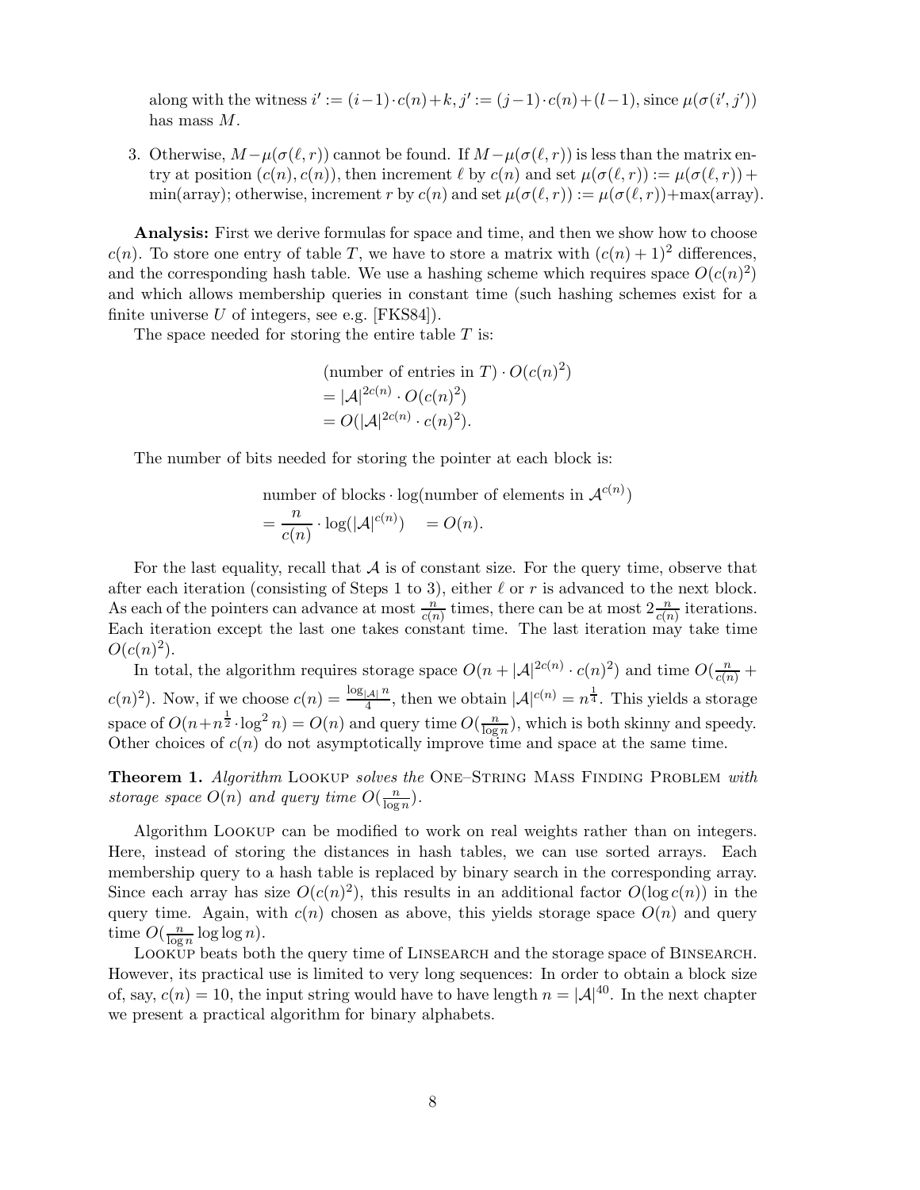along with the witness $i' := (i-1) \cdot c(n) + k, j' := (j-1) \cdot c(n) + (l-1)$, since $\mu(\sigma(i', j'))$ has mass $M$.

3. Otherwise, $M - \mu(\sigma(\ell, r))$ cannot be found. If $M - \mu(\sigma(\ell, r))$ is less than the matrix entry at position $(c(n), c(n))$, then increment $\ell$ by $c(n)$ and set $\mu(\sigma(\ell, r)) := \mu(\sigma(\ell, r)) + \min(\text{array})$; otherwise, increment $r$ by $c(n)$ and set $\mu(\sigma(\ell, r)) := \mu(\sigma(\ell, r)) + \max(\text{array})$.

**Analysis:** First we derive formulas for space and time, and then we show how to choose $c(n)$. To store one entry of table $T$, we have to store a matrix with $(c(n)+1)^2$ differences, and the corresponding hash table. We use a hashing scheme which requires space $O(c(n)^2)$ and which allows membership queries in constant time (such hashing schemes exist for a finite universe $U$ of integers, see e.g. [FKS84]).

The space needed for storing the entire table $T$ is:

$$
\begin{aligned}
&(\text{number of entries in } T) \cdot O(c(n)^2) \\
&= |\mathcal{A}|^{2c(n)} \cdot O(c(n)^2) \\
&= O(|\mathcal{A}|^{2c(n)} \cdot c(n)^2).
\end{aligned}
$$

The number of bits needed for storing the pointer at each block is:

$$
\begin{aligned}
&\text{number of blocks} \cdot \log(\text{number of elements in } \mathcal{A}^{c(n)}) \\
&= \frac{n}{c(n)} \cdot \log(|\mathcal{A}|^{c(n)}) \quad = O(n).
\end{aligned}
$$

For the last equality, recall that $\mathcal{A}$ is of constant size. For the query time, observe that after each iteration (consisting of Steps 1 to 3), either $\ell$ or $r$ is advanced to the next block. As each of the pointers can advance at most $\frac{n}{c(n)}$ times, there can be at most $2\frac{n}{c(n)}$ iterations. Each iteration except the last one takes constant time. The last iteration may take time $O(c(n)^2)$.

In total, the algorithm requires storage space $O(n + |\mathcal{A}|^{2c(n)} \cdot c(n)^2)$ and time $O(\frac{n}{c(n)} + c(n)^2)$. Now, if we choose $c(n) = \frac{\log_{|\mathcal{A}|} n}{4}$, then we obtain $|\mathcal{A}|^{c(n)} = n^{\frac{1}{4}}$. This yields a storage space of $O(n + n^{\frac{1}{2}} \cdot \log^2 n) = O(n)$ and query time $O(\frac{n}{\log n})$, which is both skinny and speedy. Other choices of $c(n)$ do not asymptotically improve time and space at the same time.

**Theorem 1.** *Algorithm* Lookup *solves the* One–String Mass Finding Problem *with storage space $O(n)$ and query time $O(\frac{n}{\log n})$.*

Algorithm Lookup can be modified to work on real weights rather than on integers. Here, instead of storing the distances in hash tables, we can use sorted arrays. Each membership query to a hash table is replaced by binary search in the corresponding array. Since each array has size $O(c(n)^2)$, this results in an additional factor $O(\log c(n))$ in the query time. Again, with $c(n)$ chosen as above, this yields storage space $O(n)$ and query time $O(\frac{n}{\log n} \log \log n)$.

Lookup beats both the query time of Linsearch and the storage space of Binsearch. However, its practical use is limited to very long sequences: In order to obtain a block size of, say, $c(n) = 10$, the input string would have to have length $n = |\mathcal{A}|^{40}$. In the next chapter we present a practical algorithm for binary alphabets.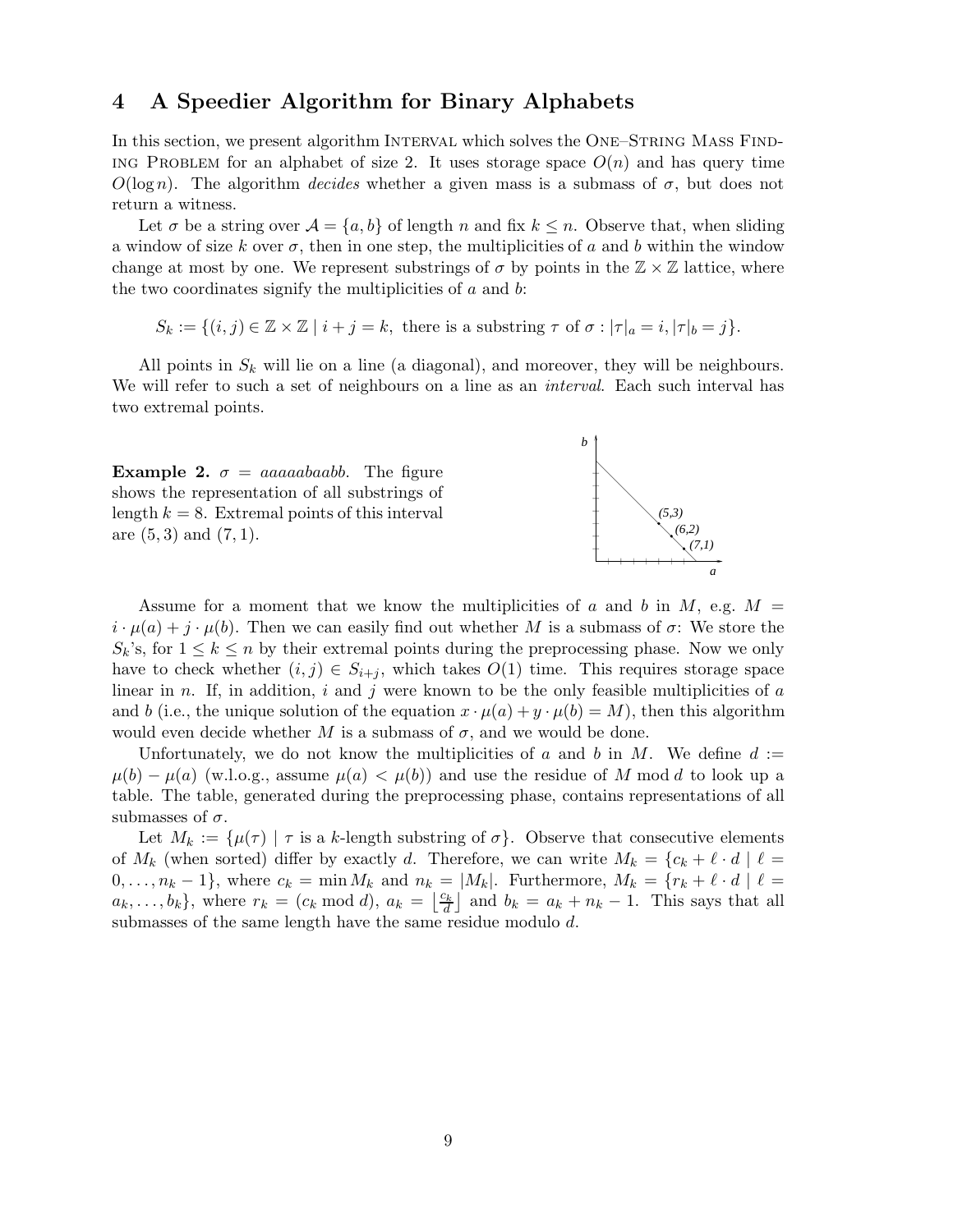## 4 A Speedier Algorithm for Binary Alphabets

In this section, we present algorithm Interval which solves the One–String Mass Finding Problem for an alphabet of size 2. It uses storage space $O(n)$ and has query time $O(\log n)$. The algorithm *decides* whether a given mass is a submass of $\sigma$, but does not return a witness.

Let $\sigma$ be a string over $\mathcal{A} = \{a, b\}$ of length $n$ and fix $k \leq n$. Observe that, when sliding a window of size $k$ over $\sigma$, then in one step, the multiplicities of $a$ and $b$ within the window change at most by one. We represent substrings of $\sigma$ by points in the $\mathbb{Z} \times \mathbb{Z}$ lattice, where the two coordinates signify the multiplicities of $a$ and $b$:

$$S_k := \{(i,j) \in \mathbb{Z} \times \mathbb{Z} \mid i + j = k, \text{ there is a substring } \tau \text{ of } \sigma : |\tau|_a = i, |\tau|_b = j\}.$$

All points in $S_k$ will lie on a line (a diagonal), and moreover, they will be neighbours. We will refer to such a set of neighbours on a line as an *interval*. Each such interval has two extremal points.

**Example 2.** $\sigma = aaaaabaabb$. The figure shows the representation of all substrings of length $k = 8$. Extremal points of this interval are $(5, 3)$ and $(7, 1)$.

Assume for a moment that we know the multiplicities of $a$ and $b$ in $M$, e.g. $M = i \cdot \mu(a) + j \cdot \mu(b)$. Then we can easily find out whether $M$ is a submass of $\sigma$: We store the $S_k$'s, for $1 \leq k \leq n$ by their extremal points during the preprocessing phase. Now we only have to check whether $(i, j) \in S_{i+j}$, which takes $O(1)$ time. This requires storage space linear in $n$. If, in addition, $i$ and $j$ were known to be the only feasible multiplicities of $a$ and $b$ (i.e., the unique solution of the equation $x \cdot \mu(a) + y \cdot \mu(b) = M$), then this algorithm would even decide whether $M$ is a submass of $\sigma$, and we would be done.

Unfortunately, we do not know the multiplicities of $a$ and $b$ in $M$. We define $d := \mu(b) - \mu(a)$ (w.l.o.g., assume $\mu(a) < \mu(b)$) and use the residue of $M \bmod d$ to look up a table. The table, generated during the preprocessing phase, contains representations of all submasses of $\sigma$.

Let $M_k := \{\mu(\tau) \mid \tau \text{ is a } k\text{-length substring of } \sigma\}$. Observe that consecutive elements of $M_k$ (when sorted) differ by exactly $d$. Therefore, we can write $M_k = \{c_k + \ell \cdot d \mid \ell = 0, \ldots, n_k - 1\}$, where $c_k = \min M_k$ and $n_k = |M_k|$. Furthermore, $M_k = \{r_k + \ell \cdot d \mid \ell = a_k, \ldots, b_k\}$, where $r_k = (c_k \bmod d)$, $a_k = \left\lfloor \frac{c_k}{d} \right\rfloor$ and $b_k = a_k + n_k - 1$. This says that all submasses of the same length have the same residue modulo $d$.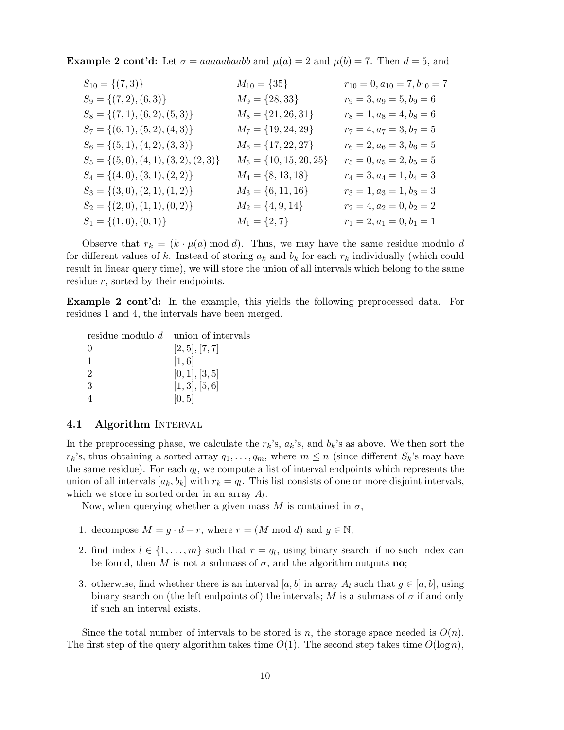**Example 2 cont'd:** Let $\sigma = aaaaabaabb$ and $\mu(a) = 2$ and $\mu(b) = 7$. Then $d = 5$, and

| | | |
|---|---|---|
| $S_{10} = \{(7,3)\}$ | $M_{10} = \{35\}$ | $r_{10} = 0, a_{10} = 7, b_{10} = 7$ |
| $S_9 = \{(7,2),(6,3)\}$ | $M_9 = \{28, 33\}$ | $r_9 = 3, a_9 = 5, b_9 = 6$ |
| $S_8 = \{(7,1),(6,2),(5,3)\}$ | $M_8 = \{21, 26, 31\}$ | $r_8 = 1, a_8 = 4, b_8 = 6$ |
| $S_7 = \{(6,1),(5,2),(4,3)\}$ | $M_7 = \{19, 24, 29\}$ | $r_7 = 4, a_7 = 3, b_7 = 5$ |
| $S_6 = \{(5,1),(4,2),(3,3)\}$ | $M_6 = \{17, 22, 27\}$ | $r_6 = 2, a_6 = 3, b_6 = 5$ |
| $S_5 = \{(5,0),(4,1),(3,2),(2,3)\}$ | $M_5 = \{10, 15, 20, 25\}$ | $r_5 = 0, a_5 = 2, b_5 = 5$ |
| $S_4 = \{(4,0),(3,1),(2,2)\}$ | $M_4 = \{8, 13, 18\}$ | $r_4 = 3, a_4 = 1, b_4 = 3$ |
| $S_3 = \{(3,0),(2,1),(1,2)\}$ | $M_3 = \{6, 11, 16\}$ | $r_3 = 1, a_3 = 1, b_3 = 3$ |
| $S_2 = \{(2,0),(1,1),(0,2)\}$ | $M_2 = \{4, 9, 14\}$ | $r_2 = 4, a_2 = 0, b_2 = 2$ |
| $S_1 = \{(1,0),(0,1)\}$ | $M_1 = \{2, 7\}$ | $r_1 = 2, a_1 = 0, b_1 = 1$ |

Observe that $r_k = (k \cdot \mu(a) \bmod d)$. Thus, we may have the same residue modulo $d$ for different values of $k$. Instead of storing $a_k$ and $b_k$ for each $r_k$ individually (which could result in linear query time), we will store the union of all intervals which belong to the same residue $r$, sorted by their endpoints.

**Example 2 cont'd:** In the example, this yields the following preprocessed data. For residues 1 and 4, the intervals have been merged.

| residue modulo $d$ | union of intervals |
|---|---|
| 0 | $[2,5],[7,7]$ |
| 1 | $[1,6]$ |
| 2 | $[0,1],[3,5]$ |
| 3 | $[1,3],[5,6]$ |
| 4 | $[0,5]$ |

### 4.1 Algorithm Interval

In the preprocessing phase, we calculate the $r_k$'s, $a_k$'s, and $b_k$'s as above. We then sort the $r_k$'s, thus obtaining a sorted array $q_1, \ldots, q_m$, where $m \leq n$ (since different $S_k$'s may have the same residue). For each $q_l$, we compute a list of interval endpoints which represents the union of all intervals $[a_k, b_k]$ with $r_k = q_l$. This list consists of one or more disjoint intervals, which we store in sorted order in an array $A_l$.

Now, when querying whether a given mass $M$ is contained in $\sigma$,

1. decompose $M = g \cdot d + r$, where $r = (M \bmod d)$ and $g \in \mathbb{N}$;
2. find index $l \in \{1, \ldots, m\}$ such that $r = q_l$, using binary search; if no such index can be found, then $M$ is not a submass of $\sigma$, and the algorithm outputs **no**;
3. otherwise, find whether there is an interval $[a, b]$ in array $A_l$ such that $g \in [a, b]$, using binary search on (the left endpoints of) the intervals; $M$ is a submass of $\sigma$ if and only if such an interval exists.

Since the total number of intervals to be stored is $n$, the storage space needed is $O(n)$. The first step of the query algorithm takes time $O(1)$. The second step takes time $O(\log n)$,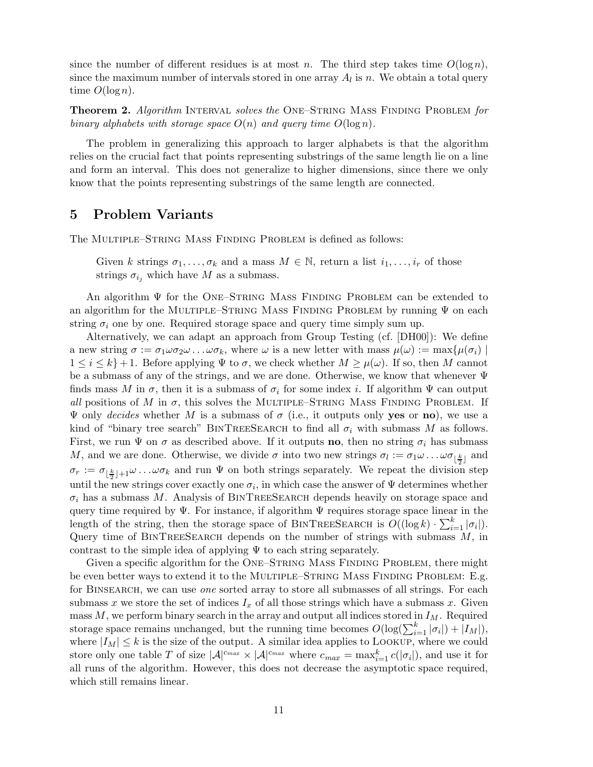since the number of different residues is at most $n$. The third step takes time $O(\log n)$, since the maximum number of intervals stored in one array $A_l$ is $n$. We obtain a total query time $O(\log n)$.

**Theorem 2.** *Algorithm* Interval *solves the* One–String Mass Finding Problem *for binary alphabets with storage space $O(n)$ and query time $O(\log n)$.*

The problem in generalizing this approach to larger alphabets is that the algorithm relies on the crucial fact that points representing substrings of the same length lie on a line and form an interval. This does not generalize to higher dimensions, since there we only know that the points representing substrings of the same length are connected.

## 5 Problem Variants

The Multiple–String Mass Finding Problem is defined as follows:

> Given $k$ strings $\sigma_1, \ldots, \sigma_k$ and a mass $M \in \mathbb{N}$, return a list $i_1, \ldots, i_r$ of those strings $\sigma_{i_j}$ which have $M$ as a submass.

An algorithm $\Psi$ for the One–String Mass Finding Problem can be extended to an algorithm for the Multiple–String Mass Finding Problem by running $\Psi$ on each string $\sigma_i$ one by one. Required storage space and query time simply sum up.

Alternatively, we can adapt an approach from Group Testing (cf. [DH00]): We define a new string $\sigma := \sigma_1 \omega \sigma_2 \omega \ldots \omega \sigma_k$, where $\omega$ is a new letter with mass $\mu(\omega) := \max\{\mu(\sigma_i) \mid 1 \leq i \leq k\} + 1$. Before applying $\Psi$ to $\sigma$, we check whether $M \geq \mu(\omega)$. If so, then $M$ cannot be a submass of any of the strings, and we are done. Otherwise, we know that whenever $\Psi$ finds mass $M$ in $\sigma$, then it is a submass of $\sigma_i$ for some index $i$. If algorithm $\Psi$ can output *all* positions of $M$ in $\sigma$, this solves the Multiple–String Mass Finding Problem. If $\Psi$ only *decides* whether $M$ is a submass of $\sigma$ (i.e., it outputs only **yes** or **no**), we use a kind of "binary tree search" BinTreeSearch to find all $\sigma_i$ with submass $M$ as follows. First, we run $\Psi$ on $\sigma$ as described above. If it outputs **no**, then no string $\sigma_i$ has submass $M$, and we are done. Otherwise, we divide $\sigma$ into two new strings $\sigma_l := \sigma_1 \omega \ldots \omega \sigma_{\lfloor \frac{k}{2} \rfloor}$ and $\sigma_r := \sigma_{\lfloor \frac{k}{2} \rfloor + 1} \omega \ldots \omega \sigma_k$ and run $\Psi$ on both strings separately. We repeat the division step until the new strings cover exactly one $\sigma_i$, in which case the answer of $\Psi$ determines whether $\sigma_i$ has a submass $M$. Analysis of BinTreeSearch depends heavily on storage space and query time required by $\Psi$. For instance, if algorithm $\Psi$ requires storage space linear in the length of the string, then the storage space of BinTreeSearch is $O((\log k) \cdot \sum_{i=1}^{k} |\sigma_i|)$. Query time of BinTreeSearch depends on the number of strings with submass $M$, in contrast to the simple idea of applying $\Psi$ to each string separately.

Given a specific algorithm for the One–String Mass Finding Problem, there might be even better ways to extend it to the Multiple–String Mass Finding Problem: E.g. for BinSearch, we can use *one* sorted array to store all submasses of all strings. For each submass $x$ we store the set of indices $I_x$ of all those strings which have a submass $x$. Given mass $M$, we perform binary search in the array and output all indices stored in $I_M$. Required storage space remains unchanged, but the running time becomes $O(\log(\sum_{i=1}^{k} |\sigma_i|) + |I_M|)$, where $|I_M| \leq k$ is the size of the output. A similar idea applies to Lookup, where we could store only one table $T$ of size $|\mathcal{A}|^{c_{max}} \times |\mathcal{A}|^{c_{max}}$ where $c_{max} = \max_{i=1}^{k} c(|\sigma_i|)$, and use it for all runs of the algorithm. However, this does not decrease the asymptotic space required, which still remains linear.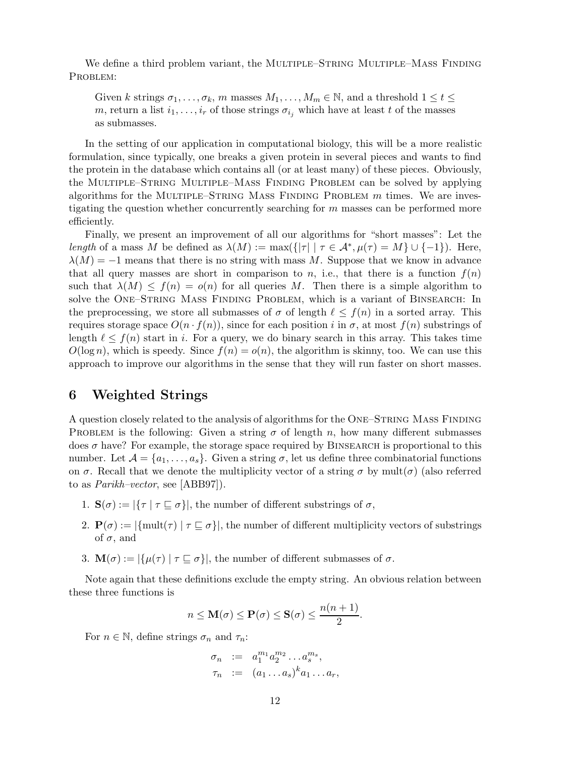We define a third problem variant, the Multiple–String Multiple–Mass Finding Problem:

> Given $k$ strings $\sigma_1, \ldots, \sigma_k$, $m$ masses $M_1, \ldots, M_m \in \mathbb{N}$, and a threshold $1 \leq t \leq m$, return a list $i_1, \ldots, i_r$ of those strings $\sigma_{i_j}$ which have at least $t$ of the masses as submasses.

In the setting of our application in computational biology, this will be a more realistic formulation, since typically, one breaks a given protein in several pieces and wants to find the protein in the database which contains all (or at least many) of these pieces. Obviously, the Multiple–String Multiple–Mass Finding Problem can be solved by applying algorithms for the Multiple–String Mass Finding Problem $m$ times. We are investigating the question whether concurrently searching for $m$ masses can be performed more efficiently.

Finally, we present an improvement of all our algorithms for "short masses": Let the *length* of a mass $M$ be defined as $\lambda(M) := \max(\{|\tau| \mid \tau \in \mathcal{A}^*, \mu(\tau) = M\} \cup \{-1\})$. Here, $\lambda(M) = -1$ means that there is no string with mass $M$. Suppose that we know in advance that all query masses are short in comparison to $n$, i.e., that there is a function $f(n)$ such that $\lambda(M) \leq f(n) = o(n)$ for all queries $M$. Then there is a simple algorithm to solve the One–String Mass Finding Problem, which is a variant of Binsearch: In the preprocessing, we store all submasses of $\sigma$ of length $\ell \leq f(n)$ in a sorted array. This requires storage space $O(n \cdot f(n))$, since for each position $i$ in $\sigma$, at most $f(n)$ substrings of length $\ell \leq f(n)$ start in $i$. For a query, we do binary search in this array. This takes time $O(\log n)$, which is speedy. Since $f(n) = o(n)$, the algorithm is skinny, too. We can use this approach to improve our algorithms in the sense that they will run faster on short masses.

## 6 Weighted Strings

A question closely related to the analysis of algorithms for the One–String Mass Finding Problem is the following: Given a string $\sigma$ of length $n$, how many different submasses does $\sigma$ have? For example, the storage space required by Binsearch is proportional to this number. Let $\mathcal{A} = \{a_1, \ldots, a_s\}$. Given a string $\sigma$, let us define three combinatorial functions on $\sigma$. Recall that we denote the multiplicity vector of a string $\sigma$ by $\text{mult}(\sigma)$ (also referred to as *Parikh–vector*, see [ABB97]).

1. $\mathbf{S}(\sigma) := |\{\tau \mid \tau \sqsubseteq \sigma\}|$, the number of different substrings of $\sigma$,
2. $\mathbf{P}(\sigma) := |\{\text{mult}(\tau) \mid \tau \sqsubseteq \sigma\}|$, the number of different multiplicity vectors of substrings of $\sigma$, and
3. $\mathbf{M}(\sigma) := |\{\mu(\tau) \mid \tau \sqsubseteq \sigma\}|$, the number of different submasses of $\sigma$.

Note again that these definitions exclude the empty string. An obvious relation between these three functions is

$$n \leq \mathbf{M}(\sigma) \leq \mathbf{P}(\sigma) \leq \mathbf{S}(\sigma) \leq \frac{n(n+1)}{2}.$$

For $n \in \mathbb{N}$, define strings $\sigma_n$ and $\tau_n$:

$$\begin{aligned} \sigma_n &:= a_1^{m_1} a_2^{m_2} \ldots a_s^{m_s}, \\ \tau_n &:= (a_1 \ldots a_s)^k a_1 \ldots a_r, \end{aligned}$$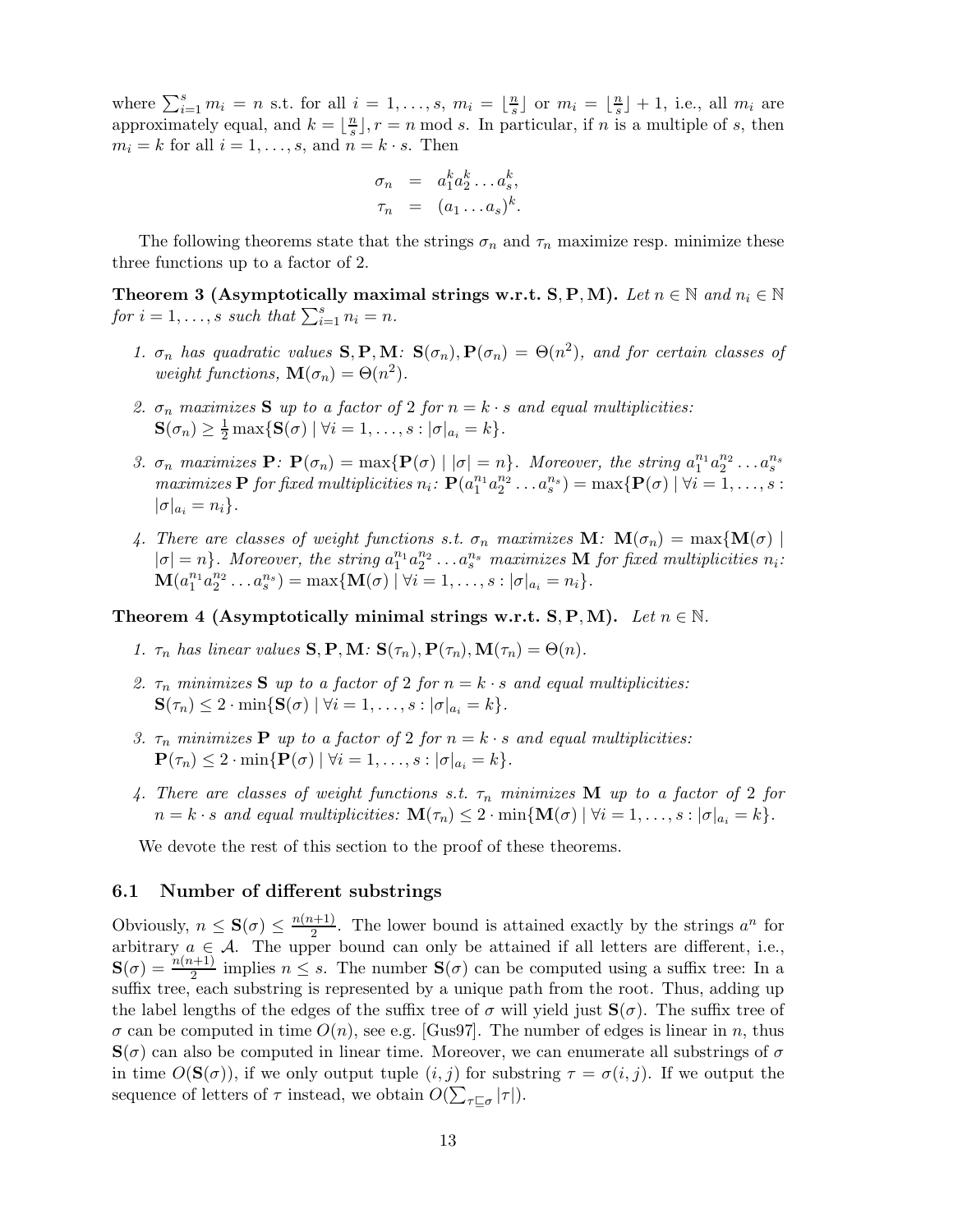where $\sum_{i=1}^{s} m_i = n$ s.t. for all $i = 1, \ldots, s$, $m_i = \lfloor \frac{n}{s} \rfloor$ or $m_i = \lfloor \frac{n}{s} \rfloor + 1$, i.e., all $m_i$ are approximately equal, and $k = \lfloor \frac{n}{s} \rfloor, r = n \bmod s$. In particular, if $n$ is a multiple of $s$, then $m_i = k$ for all $i = 1, \ldots, s$, and $n = k \cdot s$. Then

$$
\begin{aligned}
\sigma_n &= a_1^k a_2^k \ldots a_s^k, \\
\tau_n &= (a_1 \ldots a_s)^k.
\end{aligned}
$$

The following theorems state that the strings $\sigma_n$ and $\tau_n$ maximize resp. minimize these three functions up to a factor of 2.

**Theorem 3 (Asymptotically maximal strings w.r.t. S, P, M).** *Let $n \in \mathbb{N}$ and $n_i \in \mathbb{N}$ for $i = 1, \ldots, s$ such that $\sum_{i=1}^{s} n_i = n$.*

1. *$\sigma_n$ has quadratic values $\mathbf{S}, \mathbf{P}, \mathbf{M}$: $\mathbf{S}(\sigma_n), \mathbf{P}(\sigma_n) = \Theta(n^2)$, and for certain classes of weight functions, $\mathbf{M}(\sigma_n) = \Theta(n^2)$.*
2. *$\sigma_n$ maximizes $\mathbf{S}$ up to a factor of 2 for $n = k \cdot s$ and equal multiplicities:* $\mathbf{S}(\sigma_n) \geq \frac{1}{2} \max\{\mathbf{S}(\sigma) \mid \forall i = 1, \ldots, s : |\sigma|_{a_i} = k\}$.
3. *$\sigma_n$ maximizes $\mathbf{P}$: $\mathbf{P}(\sigma_n) = \max\{\mathbf{P}(\sigma) \mid |\sigma| = n\}$. Moreover, the string $a_1^{n_1} a_2^{n_2} \ldots a_s^{n_s}$ maximizes $\mathbf{P}$ for fixed multiplicities $n_i$: $\mathbf{P}(a_1^{n_1} a_2^{n_2} \ldots a_s^{n_s}) = \max\{\mathbf{P}(\sigma) \mid \forall i = 1, \ldots, s : |\sigma|_{a_i} = n_i\}$.*
4. *There are classes of weight functions s.t. $\sigma_n$ maximizes $\mathbf{M}$: $\mathbf{M}(\sigma_n) = \max\{\mathbf{M}(\sigma) \mid |\sigma| = n\}$. Moreover, the string $a_1^{n_1} a_2^{n_2} \ldots a_s^{n_s}$ maximizes $\mathbf{M}$ for fixed multiplicities $n_i$: $\mathbf{M}(a_1^{n_1} a_2^{n_2} \ldots a_s^{n_s}) = \max\{\mathbf{M}(\sigma) \mid \forall i = 1, \ldots, s : |\sigma|_{a_i} = n_i\}$.*

**Theorem 4 (Asymptotically minimal strings w.r.t. S, P, M).** *Let $n \in \mathbb{N}$.*

1. *$\tau_n$ has linear values $\mathbf{S}, \mathbf{P}, \mathbf{M}$: $\mathbf{S}(\tau_n), \mathbf{P}(\tau_n), \mathbf{M}(\tau_n) = \Theta(n)$.*
2. *$\tau_n$ minimizes $\mathbf{S}$ up to a factor of 2 for $n = k \cdot s$ and equal multiplicities:* $\mathbf{S}(\tau_n) \leq 2 \cdot \min\{\mathbf{S}(\sigma) \mid \forall i = 1, \ldots, s : |\sigma|_{a_i} = k\}$.
3. *$\tau_n$ minimizes $\mathbf{P}$ up to a factor of 2 for $n = k \cdot s$ and equal multiplicities:* $\mathbf{P}(\tau_n) \leq 2 \cdot \min\{\mathbf{P}(\sigma) \mid \forall i = 1, \ldots, s : |\sigma|_{a_i} = k\}$.
4. *There are classes of weight functions s.t. $\tau_n$ minimizes $\mathbf{M}$ up to a factor of 2 for $n = k \cdot s$ and equal multiplicities: $\mathbf{M}(\tau_n) \leq 2 \cdot \min\{\mathbf{M}(\sigma) \mid \forall i = 1, \ldots, s : |\sigma|_{a_i} = k\}$.*

We devote the rest of this section to the proof of these theorems.

## 6.1 Number of different substrings

Obviously, $n \leq \mathbf{S}(\sigma) \leq \frac{n(n+1)}{2}$. The lower bound is attained exactly by the strings $a^n$ for arbitrary $a \in \mathcal{A}$. The upper bound can only be attained if all letters are different, i.e., $\mathbf{S}(\sigma) = \frac{n(n+1)}{2}$ implies $n \leq s$. The number $\mathbf{S}(\sigma)$ can be computed using a suffix tree: In a suffix tree, each substring is represented by a unique path from the root. Thus, adding up the label lengths of the edges of the suffix tree of $\sigma$ will yield just $\mathbf{S}(\sigma)$. The suffix tree of $\sigma$ can be computed in time $O(n)$, see e.g. [Gus97]. The number of edges is linear in $n$, thus $\mathbf{S}(\sigma)$ can also be computed in linear time. Moreover, we can enumerate all substrings of $\sigma$ in time $O(\mathbf{S}(\sigma))$, if we only output tuple $(i, j)$ for substring $\tau = \sigma(i, j)$. If we output the sequence of letters of $\tau$ instead, we obtain $O(\sum_{\tau \sqsubseteq \sigma} |\tau|)$.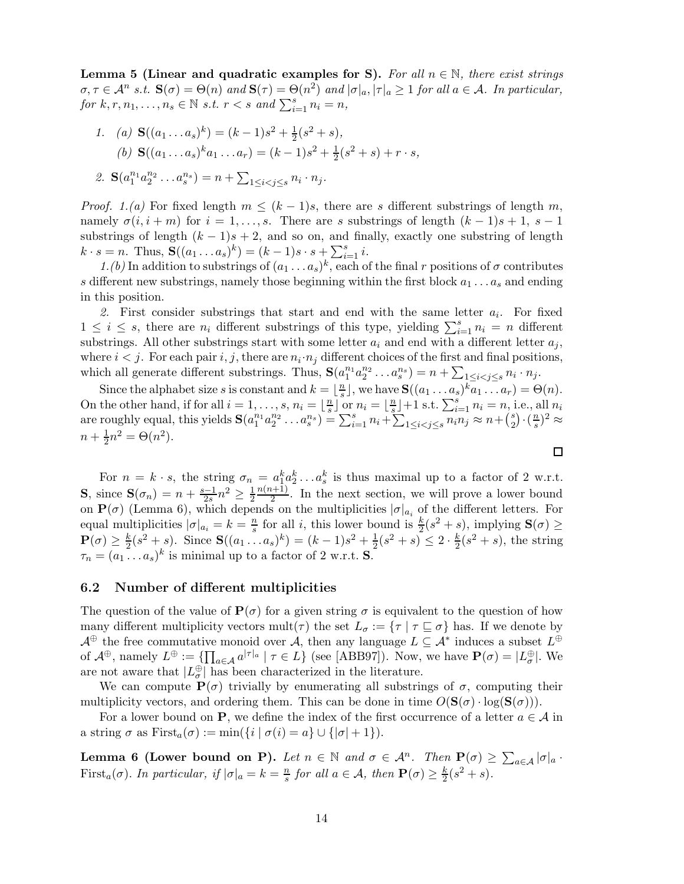**Lemma 5 (Linear and quadratic examples for S).** *For all $n \in \mathbb{N}$, there exist strings $\sigma, \tau \in \mathcal{A}^n$ s.t. $\mathbf{S}(\sigma) = \Theta(n)$ and $\mathbf{S}(\tau) = \Theta(n^2)$ and $|\sigma|_a, |\tau|_a \geq 1$ for all $a \in \mathcal{A}$. In particular, for $k, r, n_1, \ldots, n_s \in \mathbb{N}$ s.t. $r < s$ and $\sum_{i=1}^{s} n_i = n$,*

1. *(a)* $\mathbf{S}((a_1 \ldots a_s)^k) = (k-1)s^2 + \frac{1}{2}(s^2 + s)$,

   *(b)* $\mathbf{S}((a_1 \ldots a_s)^k a_1 \ldots a_r) = (k-1)s^2 + \frac{1}{2}(s^2 + s) + r \cdot s$,

2. $\mathbf{S}(a_1^{n_1} a_2^{n_2} \ldots a_s^{n_s}) = n + \sum_{1 \leq i < j \leq s} n_i \cdot n_j$.

*Proof. 1.(a)* For fixed length $m \leq (k-1)s$, there are $s$ different substrings of length $m$, namely $\sigma(i, i+m)$ for $i = 1, \ldots, s$. There are $s$ substrings of length $(k-1)s + 1$, $s - 1$ substrings of length $(k-1)s + 2$, and so on, and finally, exactly one substring of length $k \cdot s = n$. Thus, $\mathbf{S}((a_1 \ldots a_s)^k) = (k-1)s \cdot s + \sum_{i=1}^{s} i$.

*1.(b)* In addition to substrings of $(a_1 \ldots a_s)^k$, each of the final $r$ positions of $\sigma$ contributes $s$ different new substrings, namely those beginning within the first block $a_1 \ldots a_s$ and ending in this position.

*2.* First consider substrings that start and end with the same letter $a_i$. For fixed $1 \leq i \leq s$, there are $n_i$ different substrings of this type, yielding $\sum_{i=1}^{s} n_i = n$ different substrings. All other substrings start with some letter $a_i$ and end with a different letter $a_j$, where $i < j$. For each pair $i, j$, there are $n_i \cdot n_j$ different choices of the first and final positions, which all generate different substrings. Thus, $\mathbf{S}(a_1^{n_1} a_2^{n_2} \ldots a_s^{n_s}) = n + \sum_{1 \leq i < j \leq s} n_i \cdot n_j$.

Since the alphabet size $s$ is constant and $k = \lfloor \frac{n}{s} \rfloor$, we have $\mathbf{S}((a_1 \ldots a_s)^k a_1 \ldots a_r) = \Theta(n)$. On the other hand, if for all $i = 1, \ldots, s$, $n_i = \lfloor \frac{n}{s} \rfloor$ or $n_i = \lfloor \frac{n}{s} \rfloor + 1$ s.t. $\sum_{i=1}^{s} n_i = n$, i.e., all $n_i$ are roughly equal, this yields $\mathbf{S}(a_1^{n_1} a_2^{n_2} \ldots a_s^{n_s}) = \sum_{i=1}^{s} n_i + \sum_{1 \leq i < j \leq s} n_i n_j \approx n + \binom{s}{2} \cdot (\frac{n}{s})^2 \approx n + \frac{1}{2} n^2 = \Theta(n^2)$. □

For $n = k \cdot s$, the string $\sigma_n = a_1^k a_2^k \ldots a_s^k$ is thus maximal up to a factor of 2 w.r.t. $\mathbf{S}$, since $\mathbf{S}(\sigma_n) = n + \frac{s-1}{2s} n^2 \geq \frac{1}{2} \frac{n(n+1)}{2}$. In the next section, we will prove a lower bound on $\mathbf{P}(\sigma)$ (Lemma 6), which depends on the multiplicities $|\sigma|_{a_i}$ of the different letters. For equal multiplicities $|\sigma|_{a_i} = k = \frac{n}{s}$ for all $i$, this lower bound is $\frac{k}{2}(s^2 + s)$, implying $\mathbf{S}(\sigma) \geq \mathbf{P}(\sigma) \geq \frac{k}{2}(s^2 + s)$. Since $\mathbf{S}((a_1 \ldots a_s)^k) = (k-1)s^2 + \frac{1}{2}(s^2 + s) \leq 2 \cdot \frac{k}{2}(s^2 + s)$, the string $\tau_n = (a_1 \ldots a_s)^k$ is minimal up to a factor of 2 w.r.t. $\mathbf{S}$.

### 6.2 Number of different multiplicities

The question of the value of $\mathbf{P}(\sigma)$ for a given string $\sigma$ is equivalent to the question of how many different multiplicity vectors $\text{mult}(\tau)$ the set $L_\sigma := \{\tau \mid \tau \sqsubseteq \sigma\}$ has. If we denote by $\mathcal{A}^\oplus$ the free commutative monoid over $\mathcal{A}$, then any language $L \subseteq \mathcal{A}^*$ induces a subset $L^\oplus$ of $\mathcal{A}^\oplus$, namely $L^\oplus := \{\prod_{a \in \mathcal{A}} a^{|\tau|_a} \mid \tau \in L\}$ (see [ABB97]). Now, we have $\mathbf{P}(\sigma) = |L_\sigma^\oplus|$. We are not aware that $|L_\sigma^\oplus|$ has been characterized in the literature.

We can compute $\mathbf{P}(\sigma)$ trivially by enumerating all substrings of $\sigma$, computing their multiplicity vectors, and ordering them. This can be done in time $O(\mathbf{S}(\sigma) \cdot \log(\mathbf{S}(\sigma)))$.

For a lower bound on $\mathbf{P}$, we define the index of the first occurrence of a letter $a \in \mathcal{A}$ in a string $\sigma$ as $\text{First}_a(\sigma) := \min(\{i \mid \sigma(i) = a\} \cup \{|\sigma| + 1\})$.

**Lemma 6 (Lower bound on P).** *Let $n \in \mathbb{N}$ and $\sigma \in \mathcal{A}^n$. Then $\mathbf{P}(\sigma) \geq \sum_{a \in \mathcal{A}} |\sigma|_a \cdot \text{First}_a(\sigma)$. In particular, if $|\sigma|_a = k = \frac{n}{s}$ for all $a \in \mathcal{A}$, then $\mathbf{P}(\sigma) \geq \frac{k}{2}(s^2 + s)$.*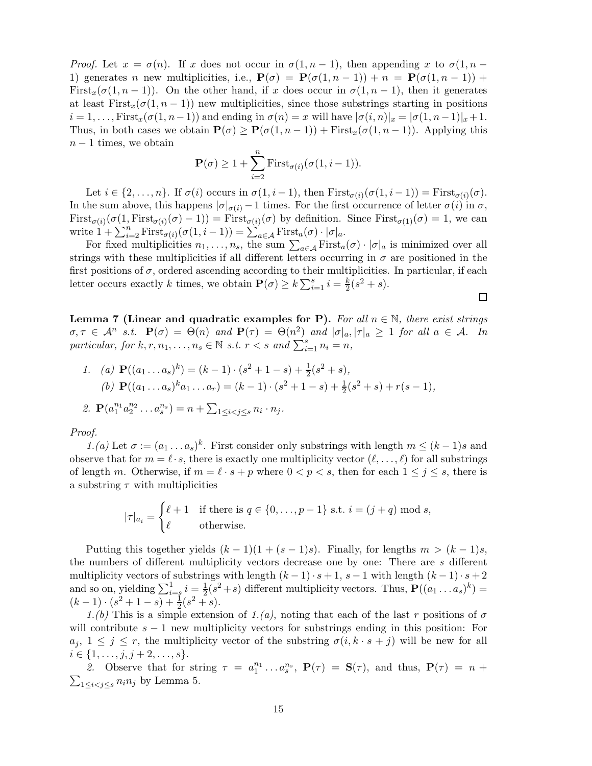*Proof.* Let $x = \sigma(n)$. If $x$ does not occur in $\sigma(1, n-1)$, then appending $x$ to $\sigma(1, n-1)$ generates $n$ new multiplicities, i.e., $\mathbf{P}(\sigma) = \mathbf{P}(\sigma(1, n-1)) + n = \mathbf{P}(\sigma(1, n-1)) + \mathrm{First}_x(\sigma(1, n-1))$. On the other hand, if $x$ does occur in $\sigma(1, n-1)$, then it generates at least $\mathrm{First}_x(\sigma(1, n-1))$ new multiplicities, since those substrings starting in positions $i = 1, \ldots, \mathrm{First}_x(\sigma(1, n-1))$ and ending in $\sigma(n) = x$ will have $|\sigma(i, n)|_x = |\sigma(1, n-1)|_x + 1$. Thus, in both cases we obtain $\mathbf{P}(\sigma) \geq \mathbf{P}(\sigma(1, n-1)) + \mathrm{First}_x(\sigma(1, n-1))$. Applying this $n-1$ times, we obtain

$$\mathbf{P}(\sigma) \geq 1 + \sum_{i=2}^{n} \mathrm{First}_{\sigma(i)}(\sigma(1, i-1)).$$

Let $i \in \{2, \ldots, n\}$. If $\sigma(i)$ occurs in $\sigma(1, i-1)$, then $\mathrm{First}_{\sigma(i)}(\sigma(1, i-1)) = \mathrm{First}_{\sigma(i)}(\sigma)$. In the sum above, this happens $|\sigma|_{\sigma(i)} - 1$ times. For the first occurrence of letter $\sigma(i)$ in $\sigma$, $\mathrm{First}_{\sigma(i)}(\sigma(1, \mathrm{First}_{\sigma(i)}(\sigma) - 1)) = \mathrm{First}_{\sigma(i)}(\sigma)$ by definition. Since $\mathrm{First}_{\sigma(1)}(\sigma) = 1$, we can write $1 + \sum_{i=2}^{n} \mathrm{First}_{\sigma(i)}(\sigma(1, i-1)) = \sum_{a \in \mathcal{A}} \mathrm{First}_a(\sigma) \cdot |\sigma|_a$.

For fixed multiplicities $n_1, \ldots, n_s$, the sum $\sum_{a \in \mathcal{A}} \mathrm{First}_a(\sigma) \cdot |\sigma|_a$ is minimized over all strings with these multiplicities if all different letters occurring in $\sigma$ are positioned in the first positions of $\sigma$, ordered ascending according to their multiplicities. In particular, if each letter occurs exactly $k$ times, we obtain $\mathbf{P}(\sigma) \geq k \sum_{i=1}^{s} i = \frac{k}{2}(s^2 + s)$. □

**Lemma 7 (Linear and quadratic examples for P).** *For all $n \in \mathbb{N}$, there exist strings $\sigma, \tau \in \mathcal{A}^n$ s.t. $\mathbf{P}(\sigma) = \Theta(n)$ and $\mathbf{P}(\tau) = \Theta(n^2)$ and $|\sigma|_a, |\tau|_a \geq 1$ for all $a \in \mathcal{A}$. In particular, for $k, r, n_1, \ldots, n_s \in \mathbb{N}$ s.t. $r < s$ and $\sum_{i=1}^{s} n_i = n$,*

1. *(a) $\mathbf{P}((a_1 \ldots a_s)^k) = (k-1) \cdot (s^2 + 1 - s) + \frac{1}{2}(s^2 + s)$,*
   *(b) $\mathbf{P}((a_1 \ldots a_s)^k a_1 \ldots a_r) = (k-1) \cdot (s^2 + 1 - s) + \frac{1}{2}(s^2 + s) + r(s-1)$,*
2. *$\mathbf{P}(a_1^{n_1} a_2^{n_2} \ldots a_s^{n_s}) = n + \sum_{1 \leq i < j \leq s} n_i \cdot n_j$.*

*Proof.*

*1.(a)* Let $\sigma := (a_1 \ldots a_s)^k$. First consider only substrings with length $m \leq (k-1)s$ and observe that for $m = \ell \cdot s$, there is exactly one multiplicity vector $(\ell, \ldots, \ell)$ for all substrings of length $m$. Otherwise, if $m = \ell \cdot s + p$ where $0 < p < s$, then for each $1 \leq j \leq s$, there is a substring $\tau$ with multiplicities

$$|\tau|_{a_i} = \begin{cases} \ell + 1 & \text{if there is } q \in \{0, \ldots, p-1\} \text{ s.t. } i = (j+q) \bmod s, \\ \ell & \text{otherwise.} \end{cases}$$

Putting this together yields $(k-1)(1 + (s-1)s)$. Finally, for lengths $m > (k-1)s$, the numbers of different multiplicity vectors decrease one by one: There are $s$ different multiplicity vectors of substrings with length $(k-1) \cdot s + 1$, $s - 1$ with length $(k-1) \cdot s + 2$ and so on, yielding $\sum_{i=s}^{1} i = \frac{1}{2}(s^2 + s)$ different multiplicity vectors. Thus, $\mathbf{P}((a_1 \ldots a_s)^k) = (k-1) \cdot (s^2 + 1 - s) + \frac{1}{2}(s^2 + s)$.

*1.(b)* This is a simple extension of *1.(a)*, noting that each of the last $r$ positions of $\sigma$ will contribute $s - 1$ new multiplicity vectors for substrings ending in this position: For $a_j$, $1 \leq j \leq r$, the multiplicity vector of the substring $\sigma(i, k \cdot s + j)$ will be new for all $i \in \{1, \ldots, j, j+2, \ldots, s\}$.

*2.* Observe that for string $\tau = a_1^{n_1} \ldots a_s^{n_s}$, $\mathbf{P}(\tau) = \mathbf{S}(\tau)$, and thus, $\mathbf{P}(\tau) = n + \sum_{1 \leq i < j \leq s} n_i n_j$ by Lemma 5.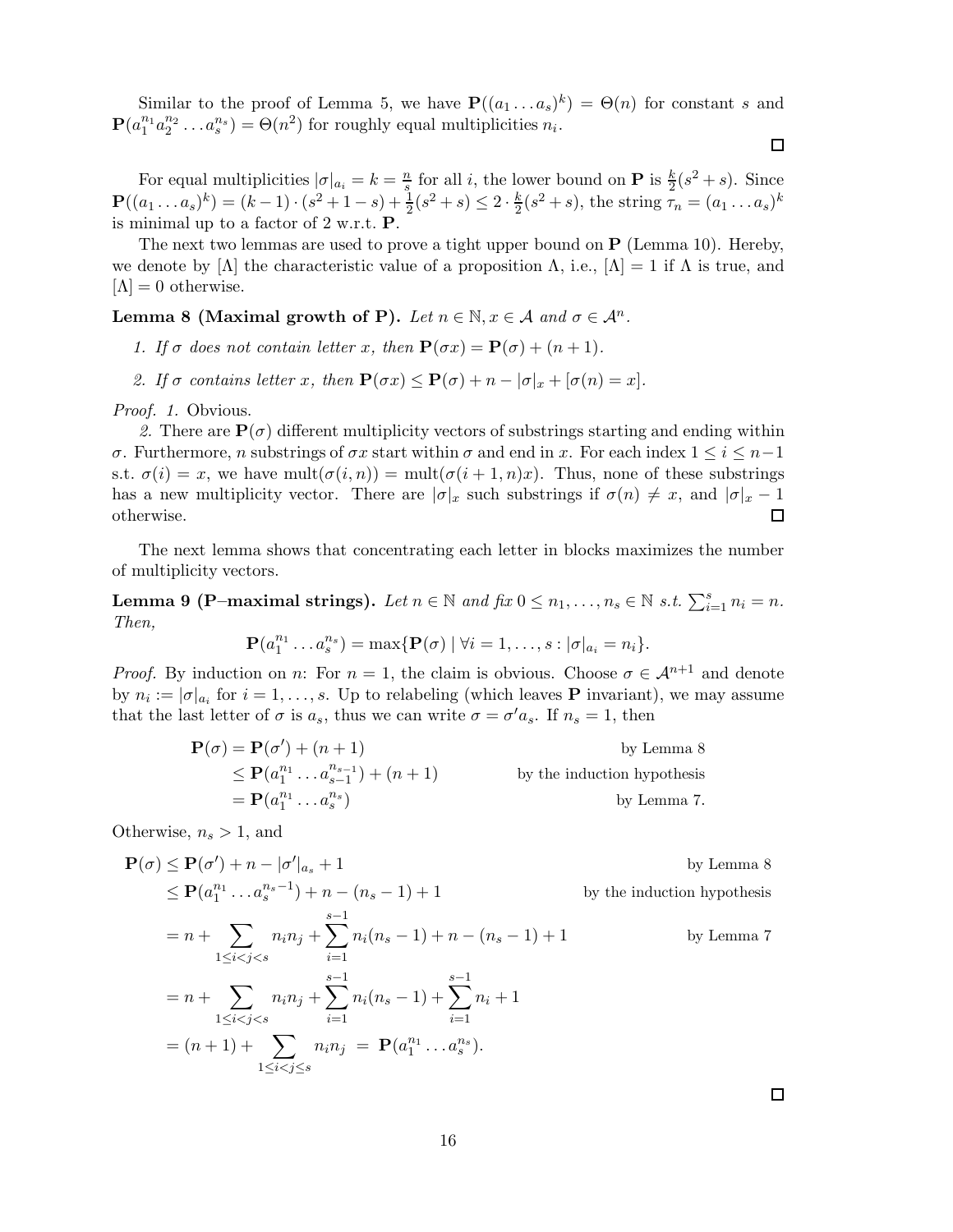Similar to the proof of Lemma 5, we have $\mathbf{P}((a_1 \dots a_s)^k) = \Theta(n)$ for constant $s$ and $\mathbf{P}(a_1^{n_1} a_2^{n_2} \dots a_s^{n_s}) = \Theta(n^2)$ for roughly equal multiplicities $n_i$.

$\square$

For equal multiplicities $|\sigma|_{a_i} = k = \frac{n}{s}$ for all $i$, the lower bound on $\mathbf{P}$ is $\frac{k}{2}(s^2+s)$. Since $\mathbf{P}((a_1 \dots a_s)^k) = (k-1)\cdot(s^2+1-s) + \frac{1}{2}(s^2+s) \leq 2 \cdot \frac{k}{2}(s^2+s)$, the string $\tau_n = (a_1 \dots a_s)^k$ is minimal up to a factor of 2 w.r.t. $\mathbf{P}$.

The next two lemmas are used to prove a tight upper bound on $\mathbf{P}$ (Lemma 10). Hereby, we denote by $[\Lambda]$ the characteristic value of a proposition $\Lambda$, i.e., $[\Lambda] = 1$ if $\Lambda$ is true, and $[\Lambda] = 0$ otherwise.

**Lemma 8 (Maximal growth of P).** *Let $n \in \mathbb{N}, x \in \mathcal{A}$ and $\sigma \in \mathcal{A}^n$.*

1. *If $\sigma$ does not contain letter $x$, then $\mathbf{P}(\sigma x) = \mathbf{P}(\sigma) + (n+1)$.*
2. *If $\sigma$ contains letter $x$, then $\mathbf{P}(\sigma x) \leq \mathbf{P}(\sigma) + n - |\sigma|_x + [\sigma(n) = x]$.*

*Proof.* *1.* Obvious.

*2.* There are $\mathbf{P}(\sigma)$ different multiplicity vectors of substrings starting and ending within $\sigma$. Furthermore, $n$ substrings of $\sigma x$ start within $\sigma$ and end in $x$. For each index $1 \leq i \leq n-1$ s.t. $\sigma(i) = x$, we have $\text{mult}(\sigma(i,n)) = \text{mult}(\sigma(i+1,n)x)$. Thus, none of these substrings has a new multiplicity vector. There are $|\sigma|_x$ such substrings if $\sigma(n) \neq x$, and $|\sigma|_x - 1$ otherwise. $\square$

The next lemma shows that concentrating each letter in blocks maximizes the number of multiplicity vectors.

**Lemma 9 (P–maximal strings).** *Let $n \in \mathbb{N}$ and fix $0 \leq n_1, \dots, n_s \in \mathbb{N}$ s.t. $\sum_{i=1}^{s} n_i = n$. Then,*

$$\mathbf{P}(a_1^{n_1} \dots a_s^{n_s}) = \max\{\mathbf{P}(\sigma) \mid \forall i = 1, \dots, s : |\sigma|_{a_i} = n_i\}.$$

*Proof.* By induction on $n$: For $n = 1$, the claim is obvious. Choose $\sigma \in \mathcal{A}^{n+1}$ and denote by $n_i := |\sigma|_{a_i}$ for $i = 1, \dots, s$. Up to relabeling (which leaves $\mathbf{P}$ invariant), we may assume that the last letter of $\sigma$ is $a_s$, thus we can write $\sigma = \sigma' a_s$. If $n_s = 1$, then

$$\begin{aligned}
\mathbf{P}(\sigma) &= \mathbf{P}(\sigma') + (n+1) && \text{by Lemma 8} \\
&\leq \mathbf{P}(a_1^{n_1} \dots a_{s-1}^{n_{s-1}}) + (n+1) && \text{by the induction hypothesis} \\
&= \mathbf{P}(a_1^{n_1} \dots a_s^{n_s}) && \text{by Lemma 7.}
\end{aligned}$$

Otherwise, $n_s > 1$, and

$$\begin{aligned}
\mathbf{P}(\sigma) &\leq \mathbf{P}(\sigma') + n - |\sigma'|_{a_s} + 1 && \text{by Lemma 8} \\
&\leq \mathbf{P}(a_1^{n_1} \dots a_s^{n_s - 1}) + n - (n_s - 1) + 1 && \text{by the induction hypothesis} \\
&= n + \sum_{1 \leq i < j < s} n_i n_j + \sum_{i=1}^{s-1} n_i (n_s - 1) + n - (n_s - 1) + 1 && \text{by Lemma 7} \\
&= n + \sum_{1 \leq i < j < s} n_i n_j + \sum_{i=1}^{s-1} n_i (n_s - 1) + \sum_{i=1}^{s-1} n_i + 1 \\
&= (n+1) + \sum_{1 \leq i < j \leq s} n_i n_j \;=\; \mathbf{P}(a_1^{n_1} \dots a_s^{n_s}).
\end{aligned}$$

$\square$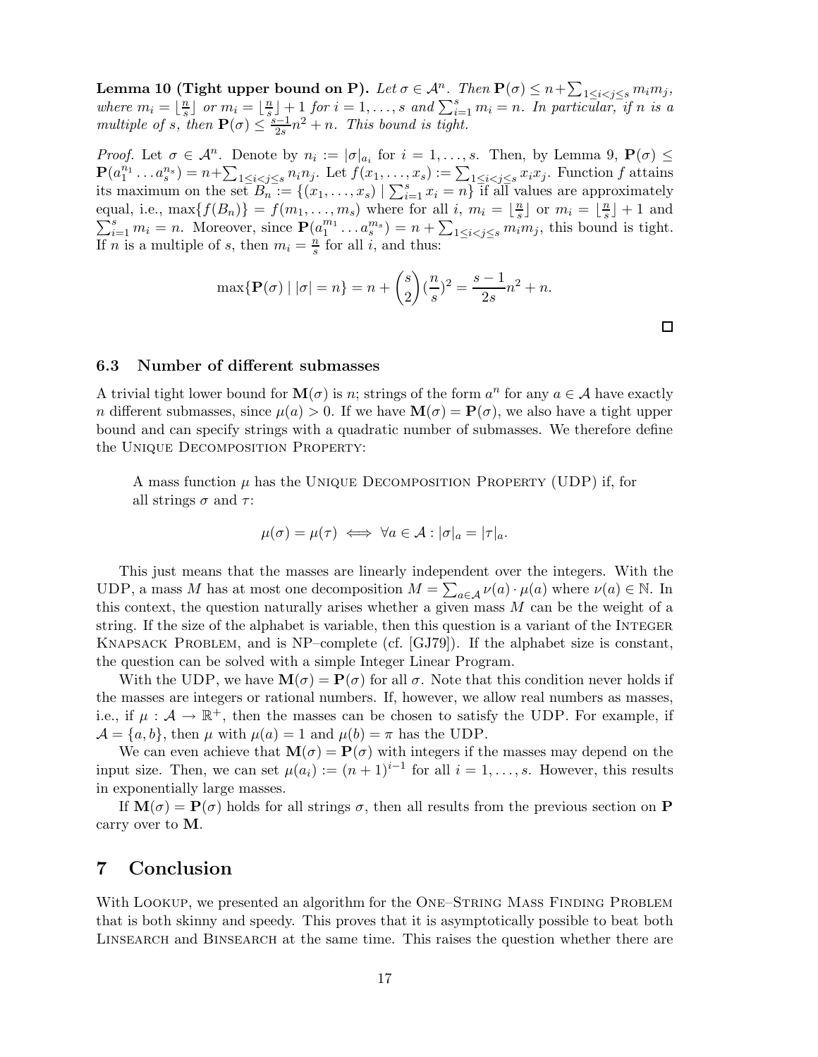**Lemma 10 (Tight upper bound on P).** *Let $\sigma \in \mathcal{A}^n$. Then $\mathbf{P}(\sigma) \le n + \sum_{1 \le i < j \le s} m_i m_j$, where $m_i = \lfloor \frac{n}{s} \rfloor$ or $m_i = \lfloor \frac{n}{s} \rfloor + 1$ for $i = 1, \ldots, s$ and $\sum_{i=1}^{s} m_i = n$. In particular, if $n$ is a multiple of $s$, then $\mathbf{P}(\sigma) \le \frac{s-1}{2s} n^2 + n$. This bound is tight.*

*Proof.* Let $\sigma \in \mathcal{A}^n$. Denote by $n_i := |\sigma|_{a_i}$ for $i = 1, \ldots, s$. Then, by Lemma 9, $\mathbf{P}(\sigma) \le \mathbf{P}(a_1^{n_1} \ldots a_s^{n_s}) = n + \sum_{1 \le i < j \le s} n_i n_j$. Let $f(x_1, \ldots, x_s) := \sum_{1 \le i < j \le s} x_i x_j$. Function $f$ attains its maximum on the set $B_n := \{(x_1, \ldots, x_s) \mid \sum_{i=1}^{s} x_i = n\}$ if all values are approximately equal, i.e., $\max\{f(B_n)\} = f(m_1, \ldots, m_s)$ where for all $i$, $m_i = \lfloor \frac{n}{s} \rfloor$ or $m_i = \lfloor \frac{n}{s} \rfloor + 1$ and $\sum_{i=1}^{s} m_i = n$. Moreover, since $\mathbf{P}(a_1^{m_1} \ldots a_s^{m_s}) = n + \sum_{1 \le i < j \le s} m_i m_j$, this bound is tight. If $n$ is a multiple of $s$, then $m_i = \frac{n}{s}$ for all $i$, and thus:

$$\max\{\mathbf{P}(\sigma) \mid |\sigma| = n\} = n + \binom{s}{2} (\frac{n}{s})^2 = \frac{s-1}{2s} n^2 + n.$$

□

### 6.3 Number of different submasses

A trivial tight lower bound for $\mathbf{M}(\sigma)$ is $n$; strings of the form $a^n$ for any $a \in \mathcal{A}$ have exactly $n$ different submasses, since $\mu(a) > 0$. If we have $\mathbf{M}(\sigma) = \mathbf{P}(\sigma)$, we also have a tight upper bound and can specify strings with a quadratic number of submasses. We therefore define the Unique Decomposition Property:

> A mass function $\mu$ has the Unique Decomposition Property (UDP) if, for all strings $\sigma$ and $\tau$:
>
> $$\mu(\sigma) = \mu(\tau) \iff \forall a \in \mathcal{A} : |\sigma|_a = |\tau|_a.$$

This just means that the masses are linearly independent over the integers. With the UDP, a mass $M$ has at most one decomposition $M = \sum_{a \in \mathcal{A}} \nu(a) \cdot \mu(a)$ where $\nu(a) \in \mathbb{N}$. In this context, the question naturally arises whether a given mass $M$ can be the weight of a string. If the size of the alphabet is variable, then this question is a variant of the Integer Knapsack Problem, and is NP–complete (cf. [GJ79]). If the alphabet size is constant, the question can be solved with a simple Integer Linear Program.

With the UDP, we have $\mathbf{M}(\sigma) = \mathbf{P}(\sigma)$ for all $\sigma$. Note that this condition never holds if the masses are integers or rational numbers. If, however, we allow real numbers as masses, i.e., if $\mu : \mathcal{A} \to \mathbb{R}^+$, then the masses can be chosen to satisfy the UDP. For example, if $\mathcal{A} = \{a, b\}$, then $\mu$ with $\mu(a) = 1$ and $\mu(b) = \pi$ has the UDP.

We can even achieve that $\mathbf{M}(\sigma) = \mathbf{P}(\sigma)$ with integers if the masses may depend on the input size. Then, we can set $\mu(a_i) := (n+1)^{i-1}$ for all $i = 1, \ldots, s$. However, this results in exponentially large masses.

If $\mathbf{M}(\sigma) = \mathbf{P}(\sigma)$ holds for all strings $\sigma$, then all results from the previous section on $\mathbf{P}$ carry over to $\mathbf{M}$.

## 7 Conclusion

With Lookup, we presented an algorithm for the One–String Mass Finding Problem that is both skinny and speedy. This proves that it is asymptotically possible to beat both Linsearch and Binsearch at the same time. This raises the question whether there are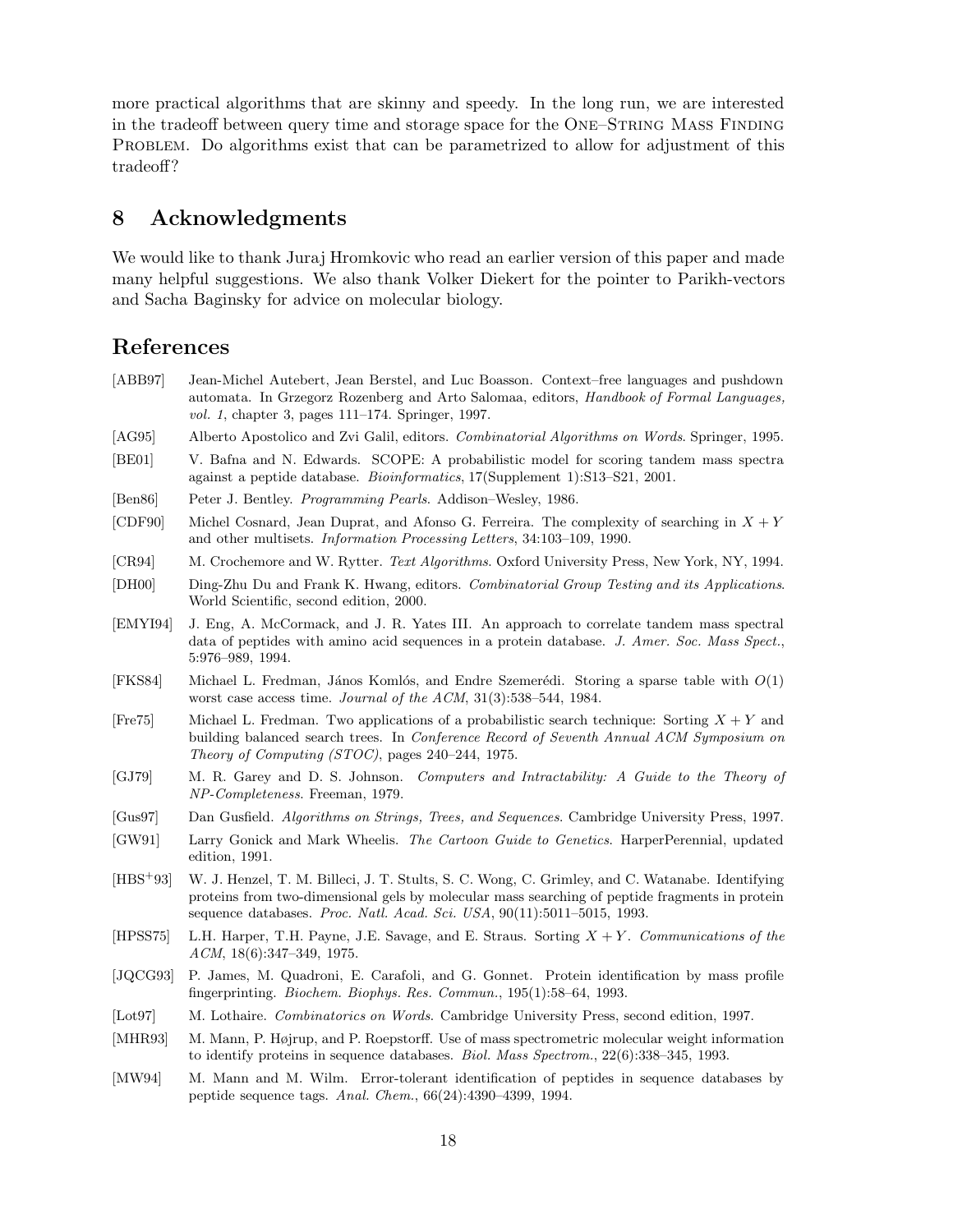more practical algorithms that are skinny and speedy. In the long run, we are interested in the tradeoff between query time and storage space for the One–String Mass Finding Problem. Do algorithms exist that can be parametrized to allow for adjustment of this tradeoff?

## 8 Acknowledgments

We would like to thank Juraj Hromkovic who read an earlier version of this paper and made many helpful suggestions. We also thank Volker Diekert for the pointer to Parikh-vectors and Sacha Baginsky for advice on molecular biology.

## References

[ABB97] Jean-Michel Autebert, Jean Berstel, and Luc Boasson. Context–free languages and pushdown automata. In Grzegorz Rozenberg and Arto Salomaa, editors, *Handbook of Formal Languages, vol. 1*, chapter 3, pages 111–174. Springer, 1997.

[AG95] Alberto Apostolico and Zvi Galil, editors. *Combinatorial Algorithms on Words*. Springer, 1995.

[BE01] V. Bafna and N. Edwards. SCOPE: A probabilistic model for scoring tandem mass spectra against a peptide database. *Bioinformatics*, 17(Supplement 1):S13–S21, 2001.

[Ben86] Peter J. Bentley. *Programming Pearls*. Addison–Wesley, 1986.

[CDF90] Michel Cosnard, Jean Duprat, and Afonso G. Ferreira. The complexity of searching in $X + Y$ and other multisets. *Information Processing Letters*, 34:103–109, 1990.

[CR94] M. Crochemore and W. Rytter. *Text Algorithms*. Oxford University Press, New York, NY, 1994.

[DH00] Ding-Zhu Du and Frank K. Hwang, editors. *Combinatorial Group Testing and its Applications*. World Scientific, second edition, 2000.

[EMYI94] J. Eng, A. McCormack, and J. R. Yates III. An approach to correlate tandem mass spectral data of peptides with amino acid sequences in a protein database. *J. Amer. Soc. Mass Spect.*, 5:976–989, 1994.

[FKS84] Michael L. Fredman, János Komlós, and Endre Szemerédi. Storing a sparse table with $O(1)$ worst case access time. *Journal of the ACM*, 31(3):538–544, 1984.

[Fre75] Michael L. Fredman. Two applications of a probabilistic search technique: Sorting $X + Y$ and building balanced search trees. In *Conference Record of Seventh Annual ACM Symposium on Theory of Computing (STOC)*, pages 240–244, 1975.

[GJ79] M. R. Garey and D. S. Johnson. *Computers and Intractability: A Guide to the Theory of NP-Completeness*. Freeman, 1979.

[Gus97] Dan Gusfield. *Algorithms on Strings, Trees, and Sequences*. Cambridge University Press, 1997.

[GW91] Larry Gonick and Mark Wheelis. *The Cartoon Guide to Genetics*. HarperPerennial, updated edition, 1991.

[HBS+93] W. J. Henzel, T. M. Billeci, J. T. Stults, S. C. Wong, C. Grimley, and C. Watanabe. Identifying proteins from two-dimensional gels by molecular mass searching of peptide fragments in protein sequence databases. *Proc. Natl. Acad. Sci. USA*, 90(11):5011–5015, 1993.

[HPSS75] L.H. Harper, T.H. Payne, J.E. Savage, and E. Straus. Sorting $X + Y$. *Communications of the ACM*, 18(6):347–349, 1975.

[JQCG93] P. James, M. Quadroni, E. Carafoli, and G. Gonnet. Protein identification by mass profile fingerprinting. *Biochem. Biophys. Res. Commun.*, 195(1):58–64, 1993.

[Lot97] M. Lothaire. *Combinatorics on Words*. Cambridge University Press, second edition, 1997.

[MHR93] M. Mann, P. Højrup, and P. Roepstorff. Use of mass spectrometric molecular weight information to identify proteins in sequence databases. *Biol. Mass Spectrom.*, 22(6):338–345, 1993.

[MW94] M. Mann and M. Wilm. Error-tolerant identification of peptides in sequence databases by peptide sequence tags. *Anal. Chem.*, 66(24):4390–4399, 1994.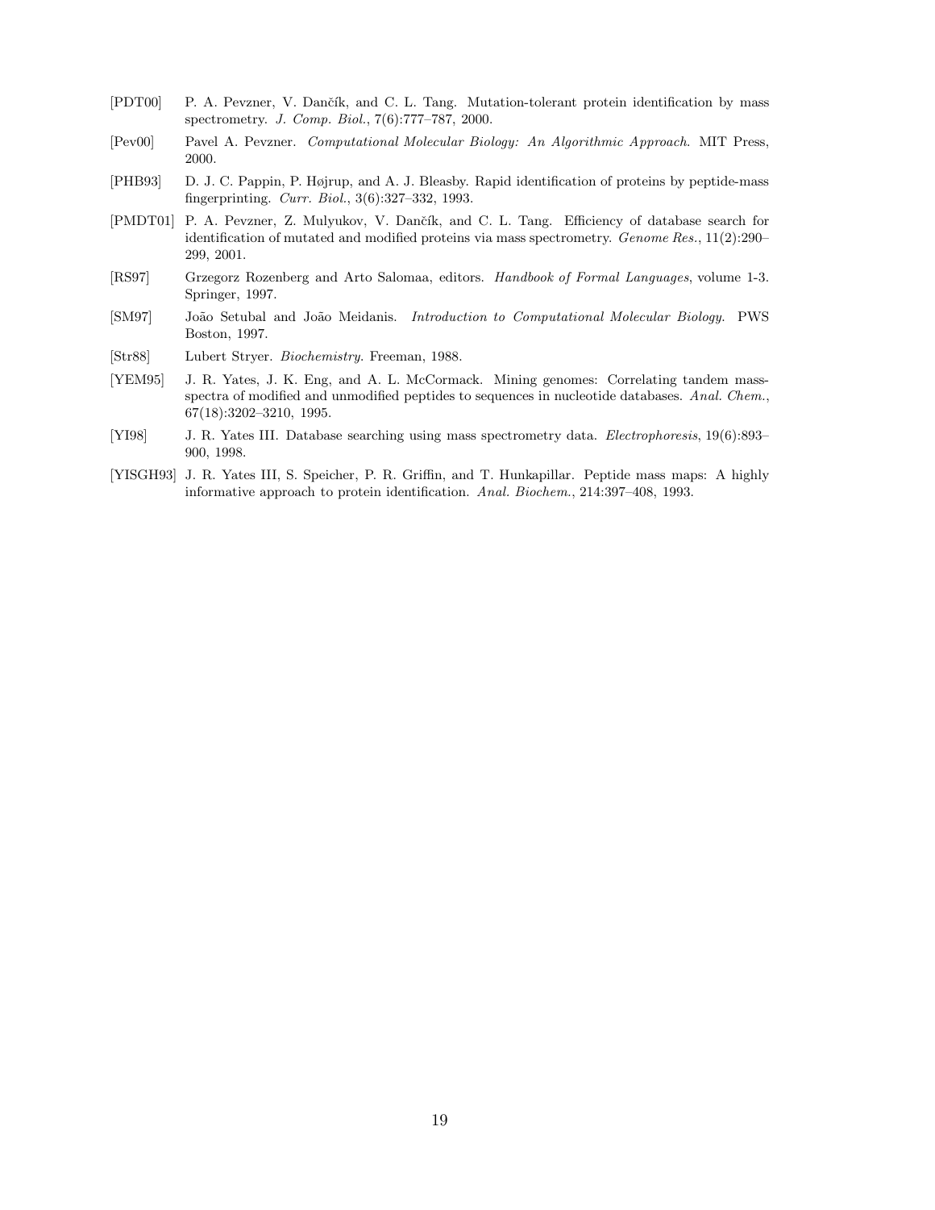[PDT00] P. A. Pevzner, V. Dančík, and C. L. Tang. Mutation-tolerant protein identification by mass spectrometry. *J. Comp. Biol.*, 7(6):777–787, 2000.

[Pev00] Pavel A. Pevzner. *Computational Molecular Biology: An Algorithmic Approach*. MIT Press, 2000.

[PHB93] D. J. C. Pappin, P. Højrup, and A. J. Bleasby. Rapid identification of proteins by peptide-mass fingerprinting. *Curr. Biol.*, 3(6):327–332, 1993.

[PMDT01] P. A. Pevzner, Z. Mulyukov, V. Dančík, and C. L. Tang. Efficiency of database search for identification of mutated and modified proteins via mass spectrometry. *Genome Res.*, 11(2):290–299, 2001.

[RS97] Grzegorz Rozenberg and Arto Salomaa, editors. *Handbook of Formal Languages*, volume 1-3. Springer, 1997.

[SM97] João Setubal and João Meidanis. *Introduction to Computational Molecular Biology*. PWS Boston, 1997.

[Str88] Lubert Stryer. *Biochemistry*. Freeman, 1988.

[YEM95] J. R. Yates, J. K. Eng, and A. L. McCormack. Mining genomes: Correlating tandem mass-spectra of modified and unmodified peptides to sequences in nucleotide databases. *Anal. Chem.*, 67(18):3202–3210, 1995.

[YI98] J. R. Yates III. Database searching using mass spectrometry data. *Electrophoresis*, 19(6):893–900, 1998.

[YISGH93] J. R. Yates III, S. Speicher, P. R. Griffin, and T. Hunkapillar. Peptide mass maps: A highly informative approach to protein identification. *Anal. Biochem.*, 214:397–408, 1993.